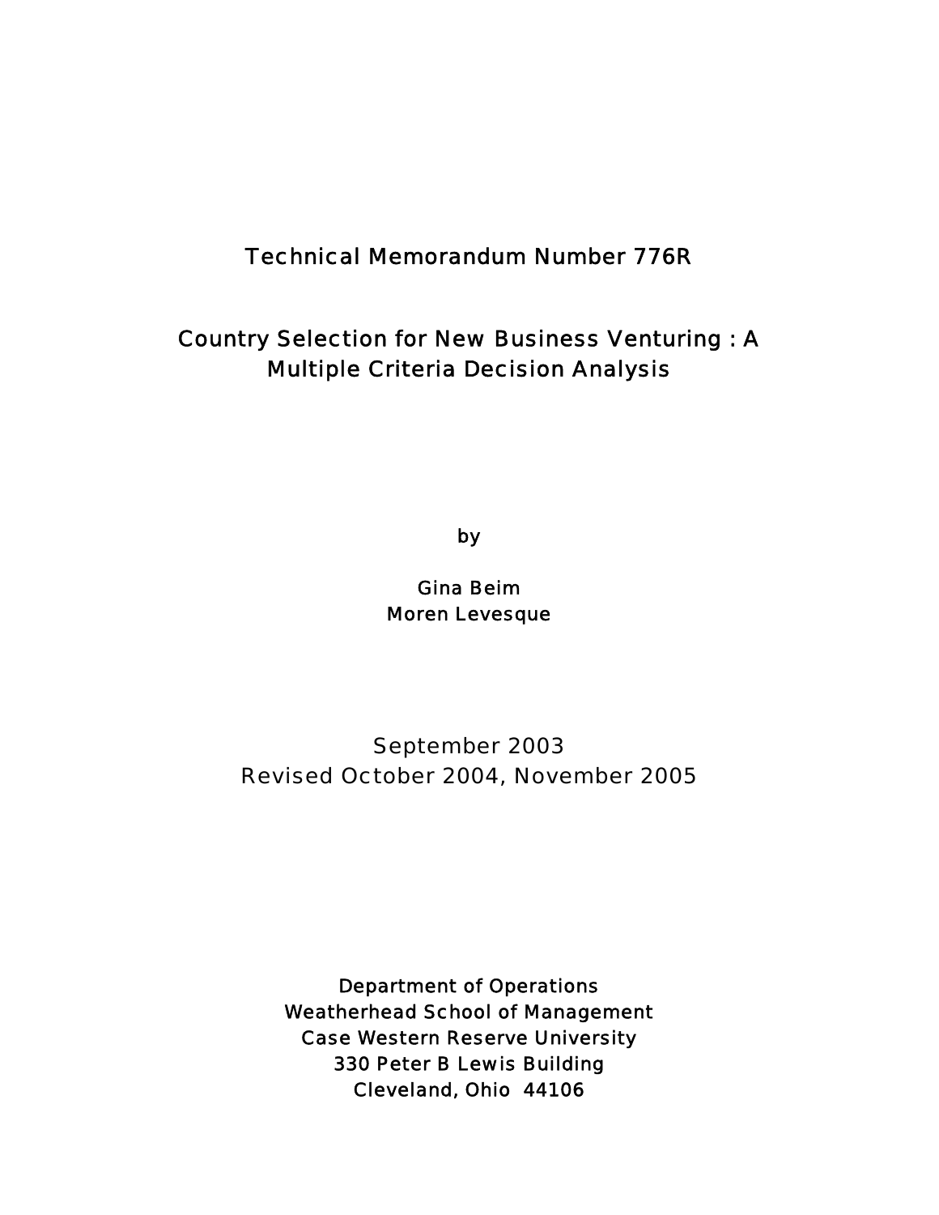Technical Memorandum Number 776R

# Country Selection for New Business Venturing : A Multiple Criteria Decision Analysis

by

Gina Beim
Moren Levesque

September 2003
Revised October 2004, November 2005

Department of Operations
Weatherhead School of Management
Case Western Reserve University
330 Peter B Lewis Building
Cleveland, Ohio 44106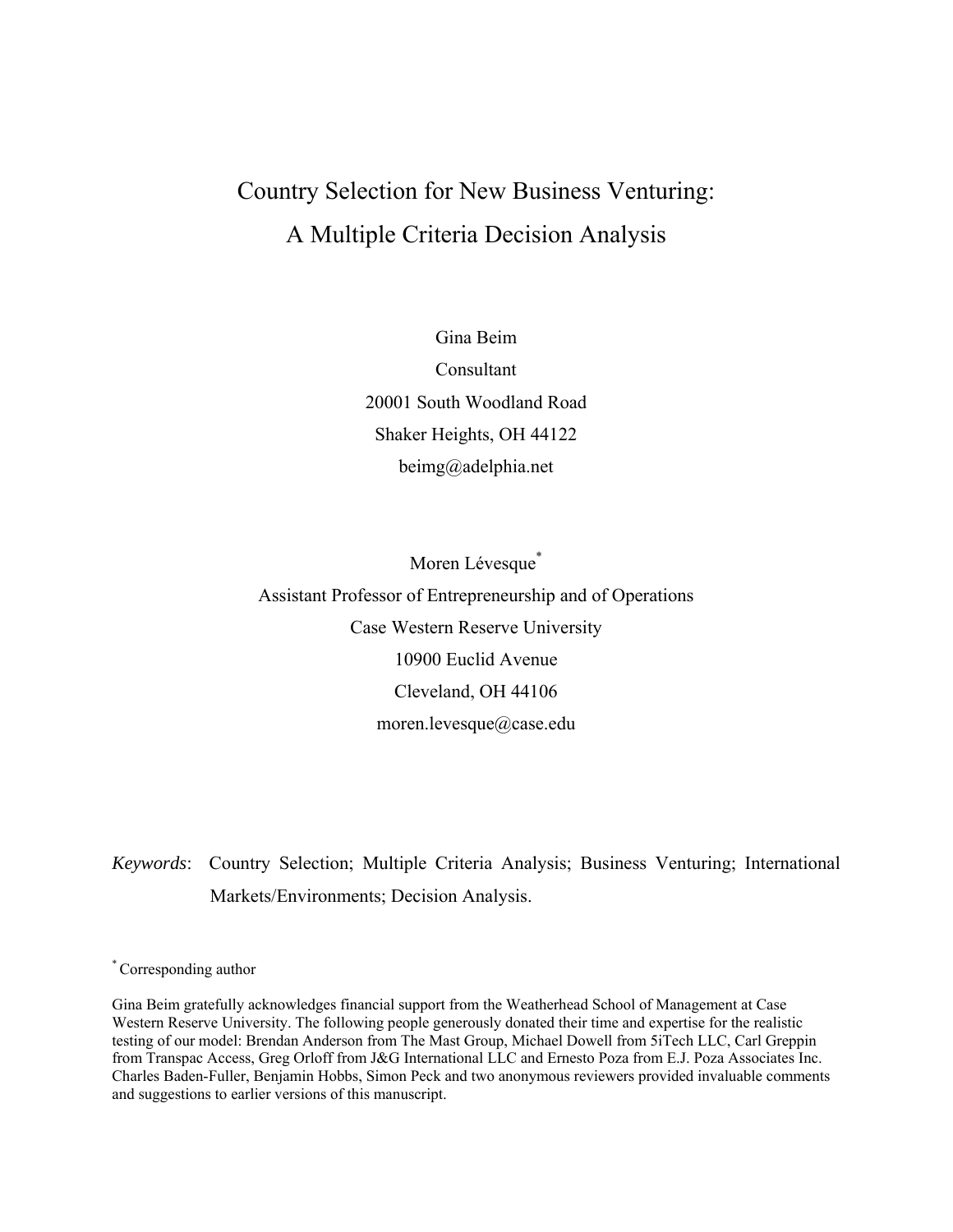# Country Selection for New Business Venturing:
# A Multiple Criteria Decision Analysis

Gina Beim
Consultant
20001 South Woodland Road
Shaker Heights, OH 44122
beimg@adelphia.net

Moren Lévesque[*]
Assistant Professor of Entrepreneurship and of Operations
Case Western Reserve University
10900 Euclid Avenue
Cleveland, OH 44106
moren.levesque@case.edu

*Keywords*: Country Selection; Multiple Criteria Analysis; Business Venturing; International Markets/Environments; Decision Analysis.

[*] Corresponding author

Gina Beim gratefully acknowledges financial support from the Weatherhead School of Management at Case Western Reserve University. The following people generously donated their time and expertise for the realistic testing of our model: Brendan Anderson from The Mast Group, Michael Dowell from 5iTech LLC, Carl Greppin from Transpac Access, Greg Orloff from J&G International LLC and Ernesto Poza from E.J. Poza Associates Inc. Charles Baden-Fuller, Benjamin Hobbs, Simon Peck and two anonymous reviewers provided invaluable comments and suggestions to earlier versions of this manuscript.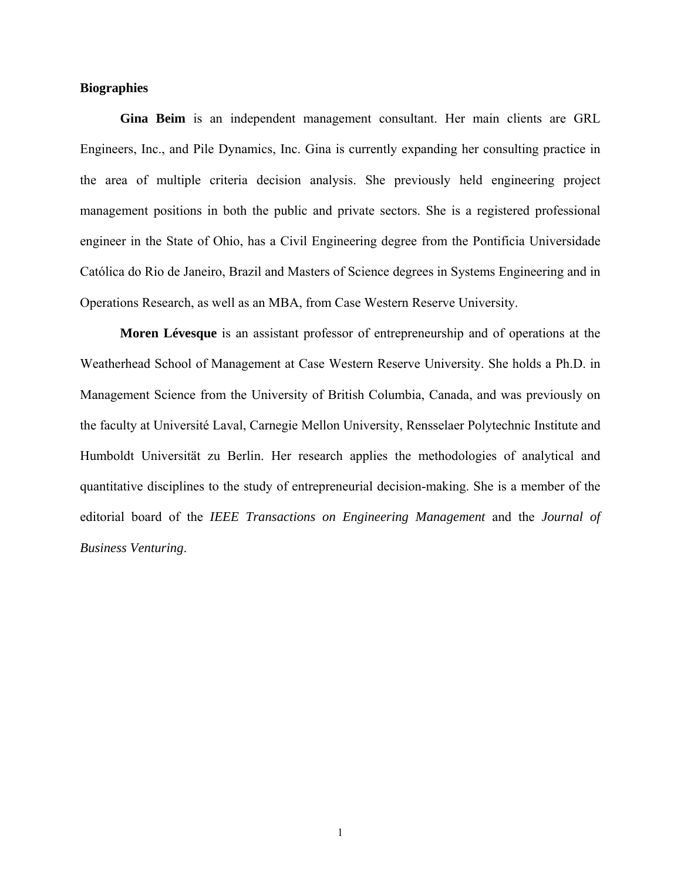**Biographies**

**Gina Beim** is an independent management consultant. Her main clients are GRL Engineers, Inc., and Pile Dynamics, Inc. Gina is currently expanding her consulting practice in the area of multiple criteria decision analysis. She previously held engineering project management positions in both the public and private sectors. She is a registered professional engineer in the State of Ohio, has a Civil Engineering degree from the Pontificia Universidade Católica do Rio de Janeiro, Brazil and Masters of Science degrees in Systems Engineering and in Operations Research, as well as an MBA, from Case Western Reserve University.

**Moren Lévesque** is an assistant professor of entrepreneurship and of operations at the Weatherhead School of Management at Case Western Reserve University. She holds a Ph.D. in Management Science from the University of British Columbia, Canada, and was previously on the faculty at Université Laval, Carnegie Mellon University, Rensselaer Polytechnic Institute and Humboldt Universität zu Berlin. Her research applies the methodologies of analytical and quantitative disciplines to the study of entrepreneurial decision-making. She is a member of the editorial board of the *IEEE Transactions on Engineering Management* and the *Journal of Business Venturing*.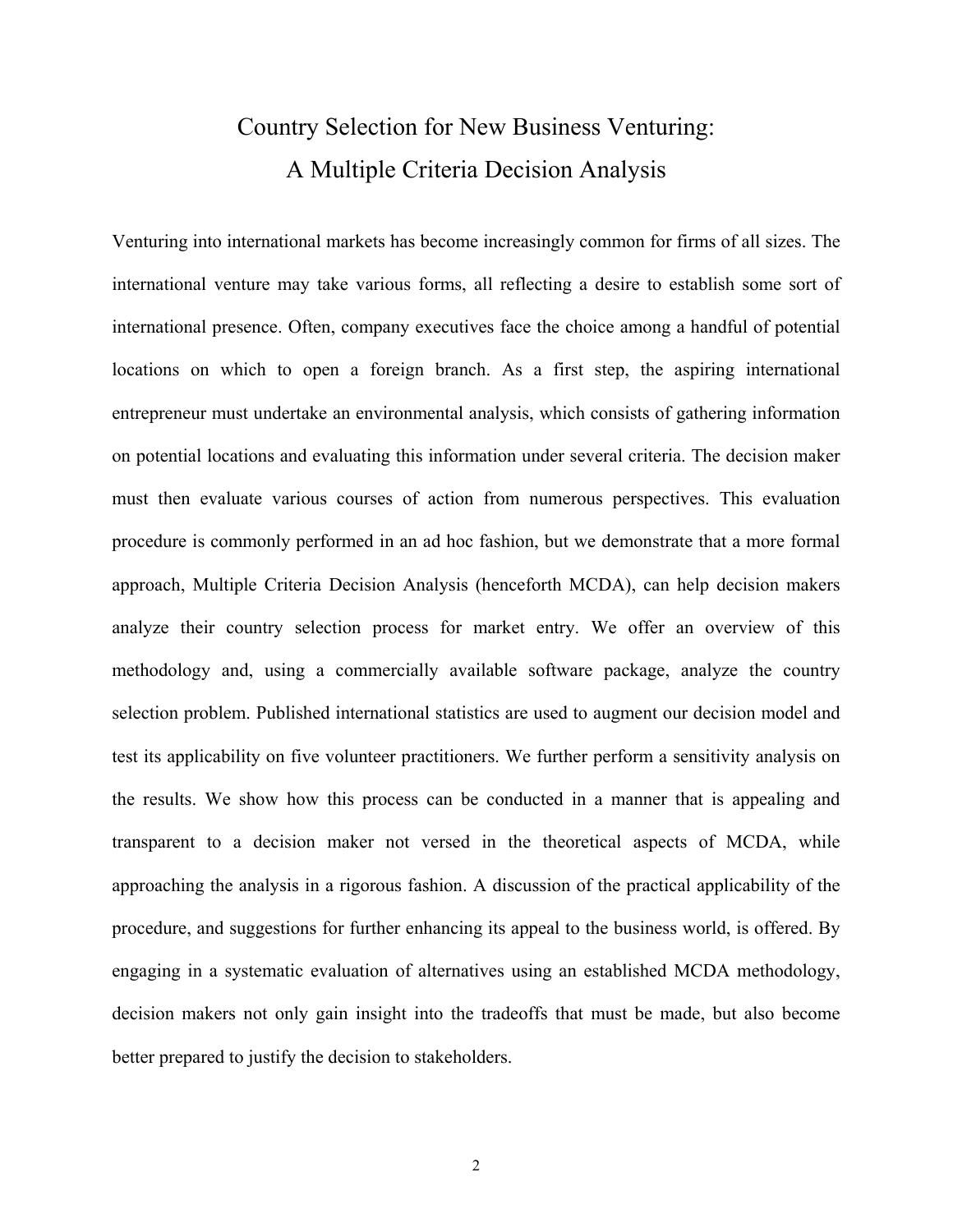# Country Selection for New Business Venturing: A Multiple Criteria Decision Analysis

Venturing into international markets has become increasingly common for firms of all sizes. The international venture may take various forms, all reflecting a desire to establish some sort of international presence. Often, company executives face the choice among a handful of potential locations on which to open a foreign branch. As a first step, the aspiring international entrepreneur must undertake an environmental analysis, which consists of gathering information on potential locations and evaluating this information under several criteria. The decision maker must then evaluate various courses of action from numerous perspectives. This evaluation procedure is commonly performed in an ad hoc fashion, but we demonstrate that a more formal approach, Multiple Criteria Decision Analysis (henceforth MCDA), can help decision makers analyze their country selection process for market entry. We offer an overview of this methodology and, using a commercially available software package, analyze the country selection problem. Published international statistics are used to augment our decision model and test its applicability on five volunteer practitioners. We further perform a sensitivity analysis on the results. We show how this process can be conducted in a manner that is appealing and transparent to a decision maker not versed in the theoretical aspects of MCDA, while approaching the analysis in a rigorous fashion. A discussion of the practical applicability of the procedure, and suggestions for further enhancing its appeal to the business world, is offered. By engaging in a systematic evaluation of alternatives using an established MCDA methodology, decision makers not only gain insight into the tradeoffs that must be made, but also become better prepared to justify the decision to stakeholders.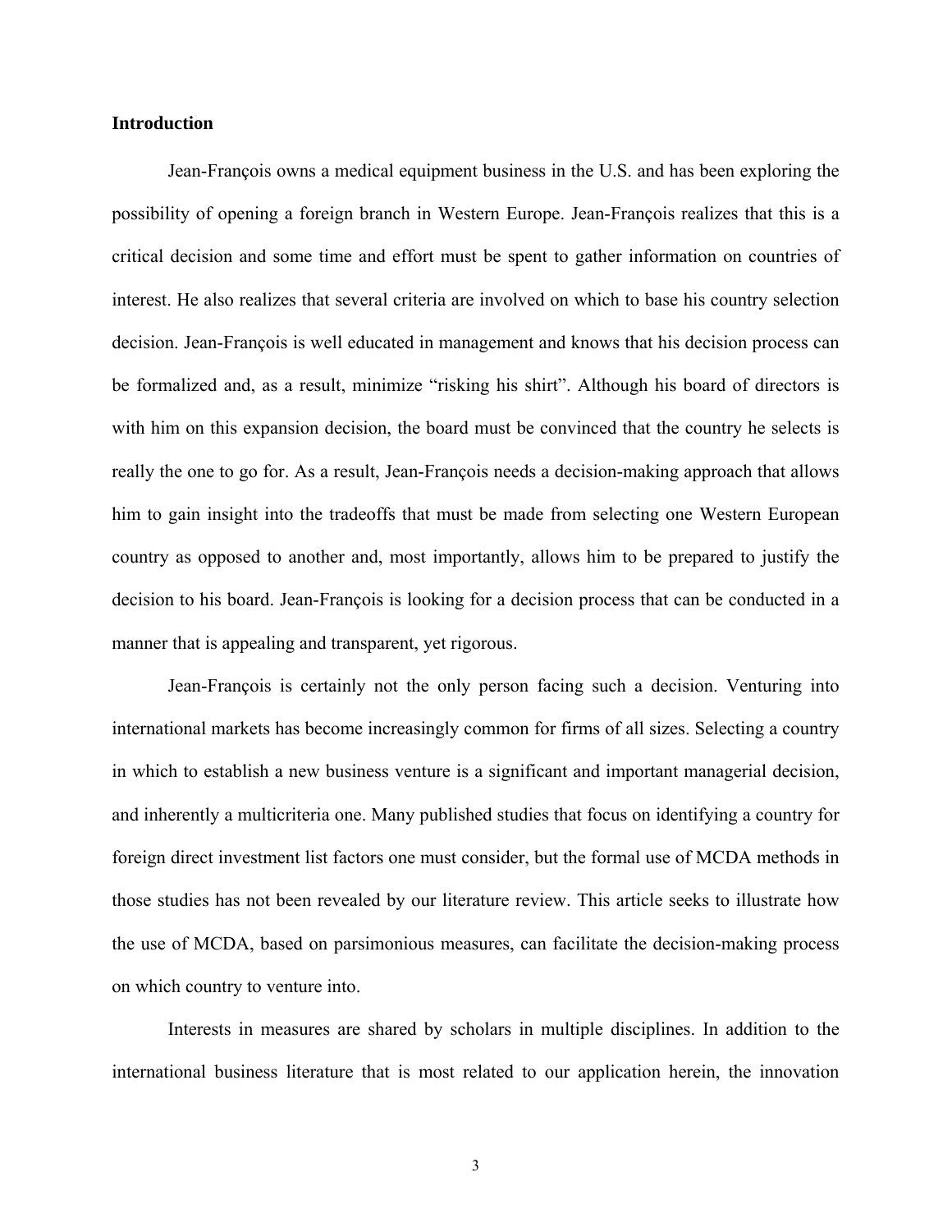## Introduction

Jean-François owns a medical equipment business in the U.S. and has been exploring the possibility of opening a foreign branch in Western Europe. Jean-François realizes that this is a critical decision and some time and effort must be spent to gather information on countries of interest. He also realizes that several criteria are involved on which to base his country selection decision. Jean-François is well educated in management and knows that his decision process can be formalized and, as a result, minimize "risking his shirt". Although his board of directors is with him on this expansion decision, the board must be convinced that the country he selects is really the one to go for. As a result, Jean-François needs a decision-making approach that allows him to gain insight into the tradeoffs that must be made from selecting one Western European country as opposed to another and, most importantly, allows him to be prepared to justify the decision to his board. Jean-François is looking for a decision process that can be conducted in a manner that is appealing and transparent, yet rigorous.

Jean-François is certainly not the only person facing such a decision. Venturing into international markets has become increasingly common for firms of all sizes. Selecting a country in which to establish a new business venture is a significant and important managerial decision, and inherently a multicriteria one. Many published studies that focus on identifying a country for foreign direct investment list factors one must consider, but the formal use of MCDA methods in those studies has not been revealed by our literature review. This article seeks to illustrate how the use of MCDA, based on parsimonious measures, can facilitate the decision-making process on which country to venture into.

Interests in measures are shared by scholars in multiple disciplines. In addition to the international business literature that is most related to our application herein, the innovation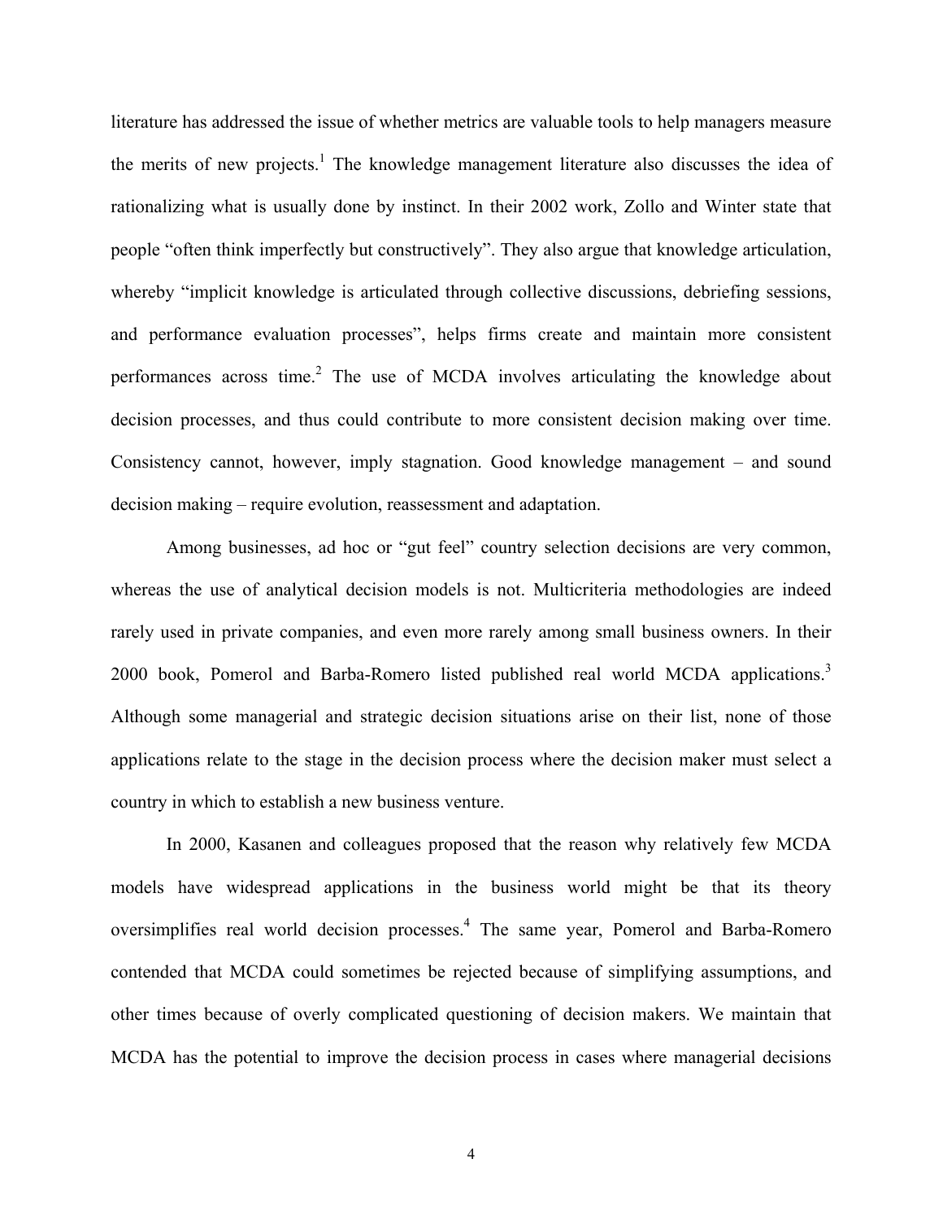literature has addressed the issue of whether metrics are valuable tools to help managers measure the merits of new projects.[1] The knowledge management literature also discusses the idea of rationalizing what is usually done by instinct. In their 2002 work, Zollo and Winter state that people "often think imperfectly but constructively". They also argue that knowledge articulation, whereby "implicit knowledge is articulated through collective discussions, debriefing sessions, and performance evaluation processes", helps firms create and maintain more consistent performances across time.[2] The use of MCDA involves articulating the knowledge about decision processes, and thus could contribute to more consistent decision making over time. Consistency cannot, however, imply stagnation. Good knowledge management – and sound decision making – require evolution, reassessment and adaptation.

Among businesses, ad hoc or "gut feel" country selection decisions are very common, whereas the use of analytical decision models is not. Multicriteria methodologies are indeed rarely used in private companies, and even more rarely among small business owners. In their 2000 book, Pomerol and Barba-Romero listed published real world MCDA applications.[3] Although some managerial and strategic decision situations arise on their list, none of those applications relate to the stage in the decision process where the decision maker must select a country in which to establish a new business venture.

In 2000, Kasanen and colleagues proposed that the reason why relatively few MCDA models have widespread applications in the business world might be that its theory oversimplifies real world decision processes.[4] The same year, Pomerol and Barba-Romero contended that MCDA could sometimes be rejected because of simplifying assumptions, and other times because of overly complicated questioning of decision makers. We maintain that MCDA has the potential to improve the decision process in cases where managerial decisions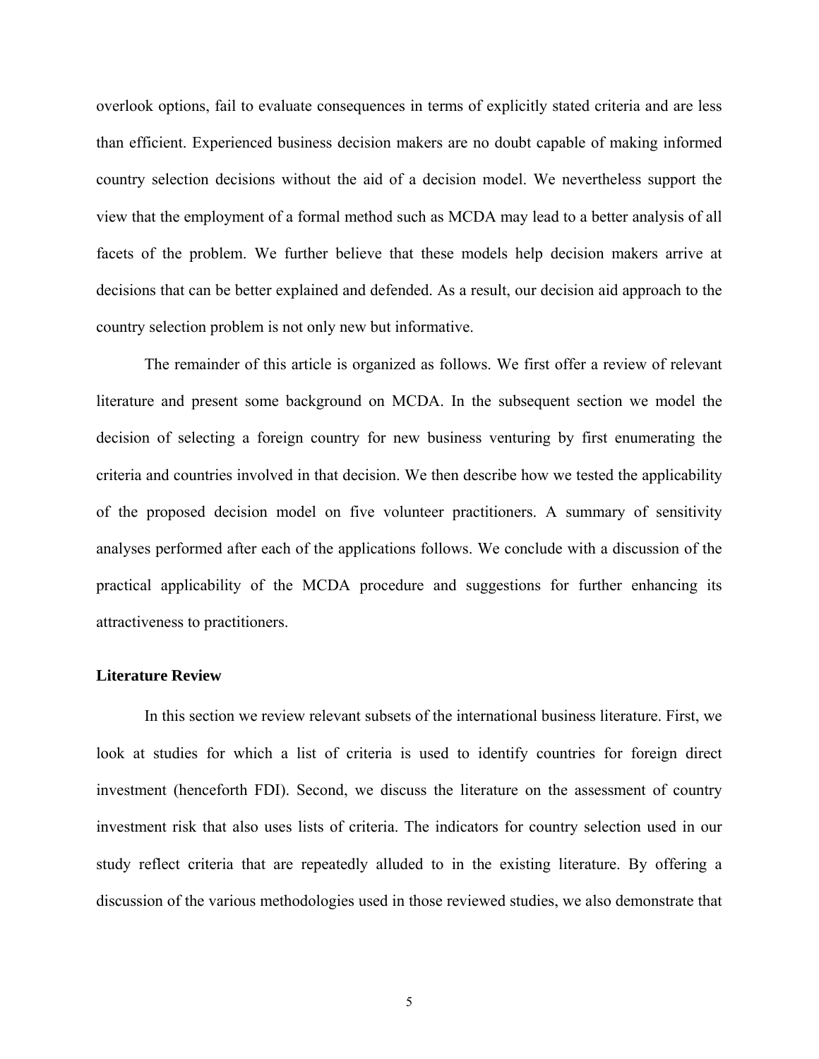overlook options, fail to evaluate consequences in terms of explicitly stated criteria and are less than efficient. Experienced business decision makers are no doubt capable of making informed country selection decisions without the aid of a decision model. We nevertheless support the view that the employment of a formal method such as MCDA may lead to a better analysis of all facets of the problem. We further believe that these models help decision makers arrive at decisions that can be better explained and defended. As a result, our decision aid approach to the country selection problem is not only new but informative.

The remainder of this article is organized as follows. We first offer a review of relevant literature and present some background on MCDA. In the subsequent section we model the decision of selecting a foreign country for new business venturing by first enumerating the criteria and countries involved in that decision. We then describe how we tested the applicability of the proposed decision model on five volunteer practitioners. A summary of sensitivity analyses performed after each of the applications follows. We conclude with a discussion of the practical applicability of the MCDA procedure and suggestions for further enhancing its attractiveness to practitioners.

## Literature Review

In this section we review relevant subsets of the international business literature. First, we look at studies for which a list of criteria is used to identify countries for foreign direct investment (henceforth FDI). Second, we discuss the literature on the assessment of country investment risk that also uses lists of criteria. The indicators for country selection used in our study reflect criteria that are repeatedly alluded to in the existing literature. By offering a discussion of the various methodologies used in those reviewed studies, we also demonstrate that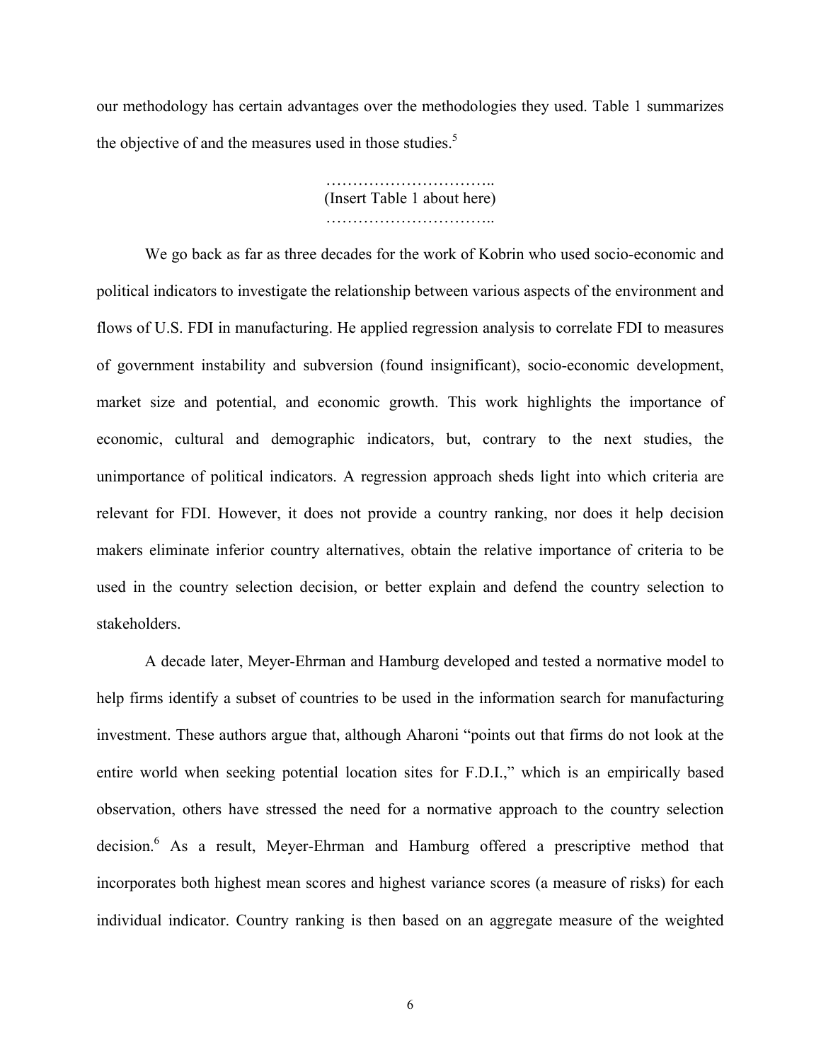our methodology has certain advantages over the methodologies they used. Table 1 summarizes the objective of and the measures used in those studies.[5]

…………………………..
(Insert Table 1 about here)
…………………………..

We go back as far as three decades for the work of Kobrin who used socio-economic and political indicators to investigate the relationship between various aspects of the environment and flows of U.S. FDI in manufacturing. He applied regression analysis to correlate FDI to measures of government instability and subversion (found insignificant), socio-economic development, market size and potential, and economic growth. This work highlights the importance of economic, cultural and demographic indicators, but, contrary to the next studies, the unimportance of political indicators. A regression approach sheds light into which criteria are relevant for FDI. However, it does not provide a country ranking, nor does it help decision makers eliminate inferior country alternatives, obtain the relative importance of criteria to be used in the country selection decision, or better explain and defend the country selection to stakeholders.

A decade later, Meyer-Ehrman and Hamburg developed and tested a normative model to help firms identify a subset of countries to be used in the information search for manufacturing investment. These authors argue that, although Aharoni "points out that firms do not look at the entire world when seeking potential location sites for F.D.I.," which is an empirically based observation, others have stressed the need for a normative approach to the country selection decision.[6] As a result, Meyer-Ehrman and Hamburg offered a prescriptive method that incorporates both highest mean scores and highest variance scores (a measure of risks) for each individual indicator. Country ranking is then based on an aggregate measure of the weighted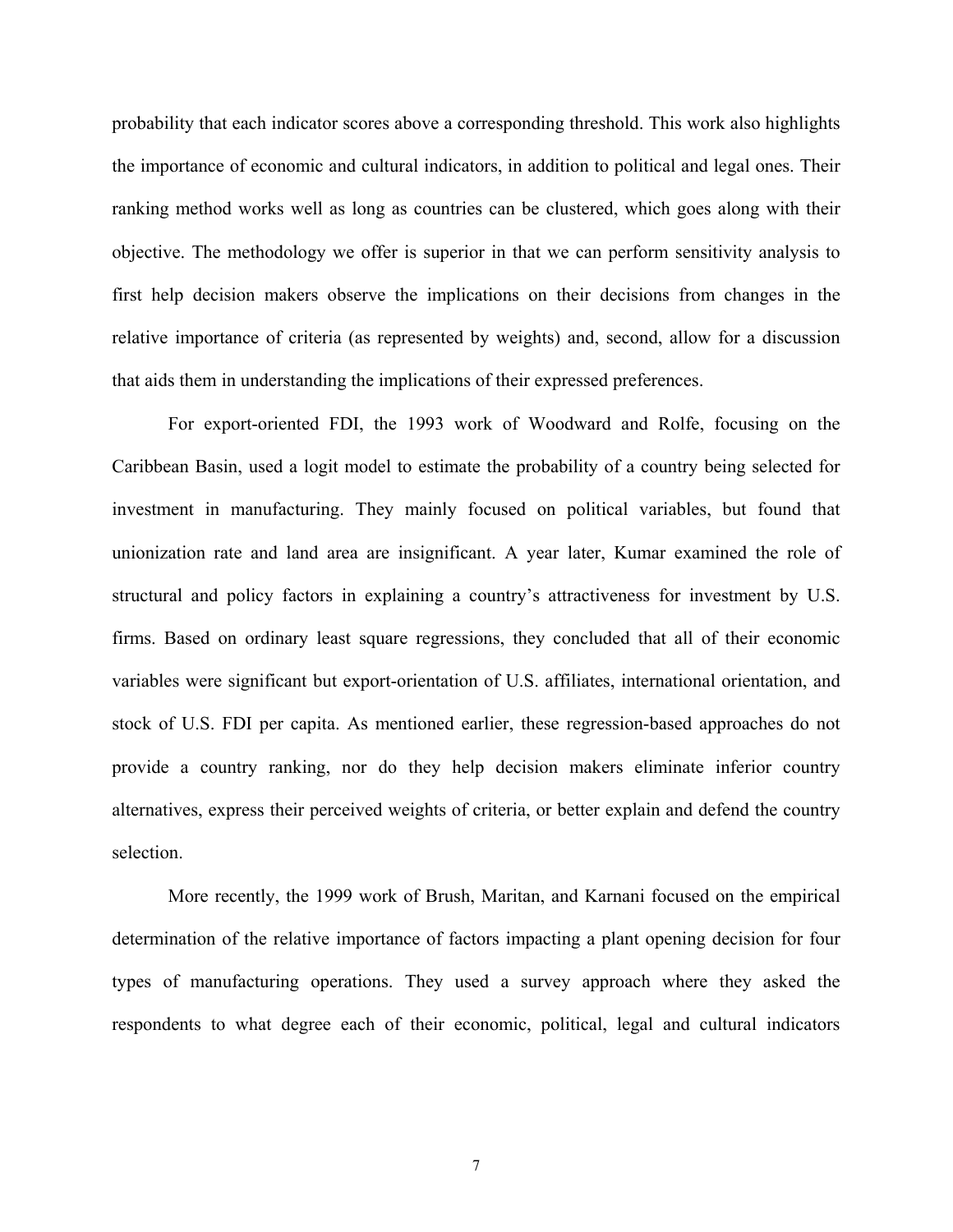probability that each indicator scores above a corresponding threshold. This work also highlights the importance of economic and cultural indicators, in addition to political and legal ones. Their ranking method works well as long as countries can be clustered, which goes along with their objective. The methodology we offer is superior in that we can perform sensitivity analysis to first help decision makers observe the implications on their decisions from changes in the relative importance of criteria (as represented by weights) and, second, allow for a discussion that aids them in understanding the implications of their expressed preferences.

For export-oriented FDI, the 1993 work of Woodward and Rolfe, focusing on the Caribbean Basin, used a logit model to estimate the probability of a country being selected for investment in manufacturing. They mainly focused on political variables, but found that unionization rate and land area are insignificant. A year later, Kumar examined the role of structural and policy factors in explaining a country's attractiveness for investment by U.S. firms. Based on ordinary least square regressions, they concluded that all of their economic variables were significant but export-orientation of U.S. affiliates, international orientation, and stock of U.S. FDI per capita. As mentioned earlier, these regression-based approaches do not provide a country ranking, nor do they help decision makers eliminate inferior country alternatives, express their perceived weights of criteria, or better explain and defend the country selection.

More recently, the 1999 work of Brush, Maritan, and Karnani focused on the empirical determination of the relative importance of factors impacting a plant opening decision for four types of manufacturing operations. They used a survey approach where they asked the respondents to what degree each of their economic, political, legal and cultural indicators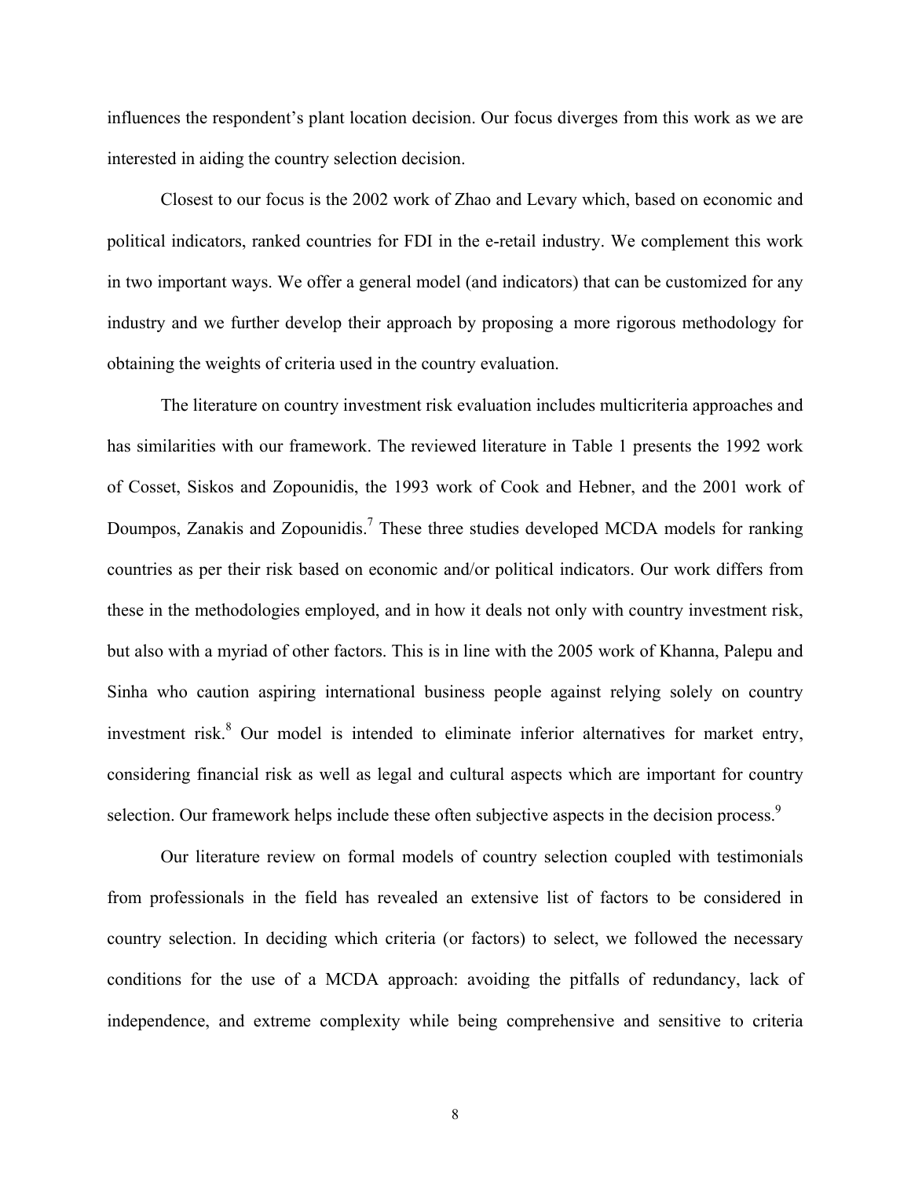influences the respondent's plant location decision. Our focus diverges from this work as we are interested in aiding the country selection decision.

Closest to our focus is the 2002 work of Zhao and Levary which, based on economic and political indicators, ranked countries for FDI in the e-retail industry. We complement this work in two important ways. We offer a general model (and indicators) that can be customized for any industry and we further develop their approach by proposing a more rigorous methodology for obtaining the weights of criteria used in the country evaluation.

The literature on country investment risk evaluation includes multicriteria approaches and has similarities with our framework. The reviewed literature in Table 1 presents the 1992 work of Cosset, Siskos and Zopounidis, the 1993 work of Cook and Hebner, and the 2001 work of Doumpos, Zanakis and Zopounidis.[7] These three studies developed MCDA models for ranking countries as per their risk based on economic and/or political indicators. Our work differs from these in the methodologies employed, and in how it deals not only with country investment risk, but also with a myriad of other factors. This is in line with the 2005 work of Khanna, Palepu and Sinha who caution aspiring international business people against relying solely on country investment risk.[8] Our model is intended to eliminate inferior alternatives for market entry, considering financial risk as well as legal and cultural aspects which are important for country selection. Our framework helps include these often subjective aspects in the decision process.[9]

Our literature review on formal models of country selection coupled with testimonials from professionals in the field has revealed an extensive list of factors to be considered in country selection. In deciding which criteria (or factors) to select, we followed the necessary conditions for the use of a MCDA approach: avoiding the pitfalls of redundancy, lack of independence, and extreme complexity while being comprehensive and sensitive to criteria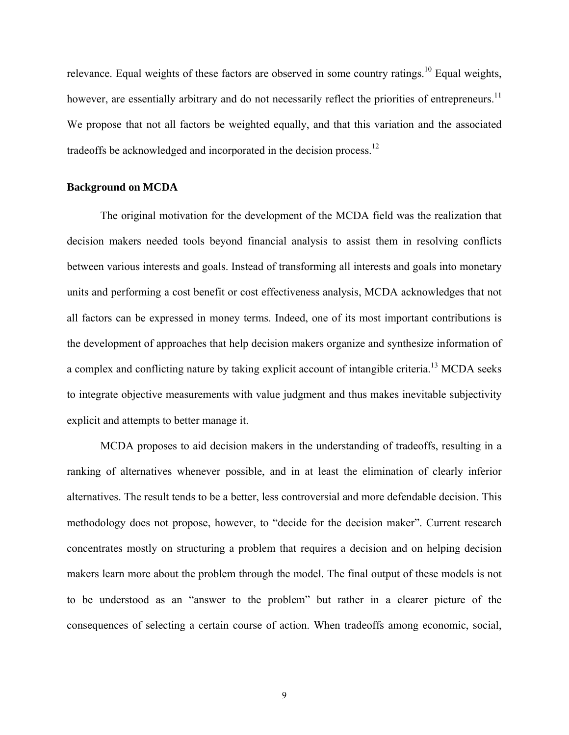relevance. Equal weights of these factors are observed in some country ratings.[10] Equal weights, however, are essentially arbitrary and do not necessarily reflect the priorities of entrepreneurs.[11] We propose that not all factors be weighted equally, and that this variation and the associated tradeoffs be acknowledged and incorporated in the decision process.[12]

**Background on MCDA**

The original motivation for the development of the MCDA field was the realization that decision makers needed tools beyond financial analysis to assist them in resolving conflicts between various interests and goals. Instead of transforming all interests and goals into monetary units and performing a cost benefit or cost effectiveness analysis, MCDA acknowledges that not all factors can be expressed in money terms. Indeed, one of its most important contributions is the development of approaches that help decision makers organize and synthesize information of a complex and conflicting nature by taking explicit account of intangible criteria.[13] MCDA seeks to integrate objective measurements with value judgment and thus makes inevitable subjectivity explicit and attempts to better manage it.

MCDA proposes to aid decision makers in the understanding of tradeoffs, resulting in a ranking of alternatives whenever possible, and in at least the elimination of clearly inferior alternatives. The result tends to be a better, less controversial and more defendable decision. This methodology does not propose, however, to "decide for the decision maker". Current research concentrates mostly on structuring a problem that requires a decision and on helping decision makers learn more about the problem through the model. The final output of these models is not to be understood as an "answer to the problem" but rather in a clearer picture of the consequences of selecting a certain course of action. When tradeoffs among economic, social,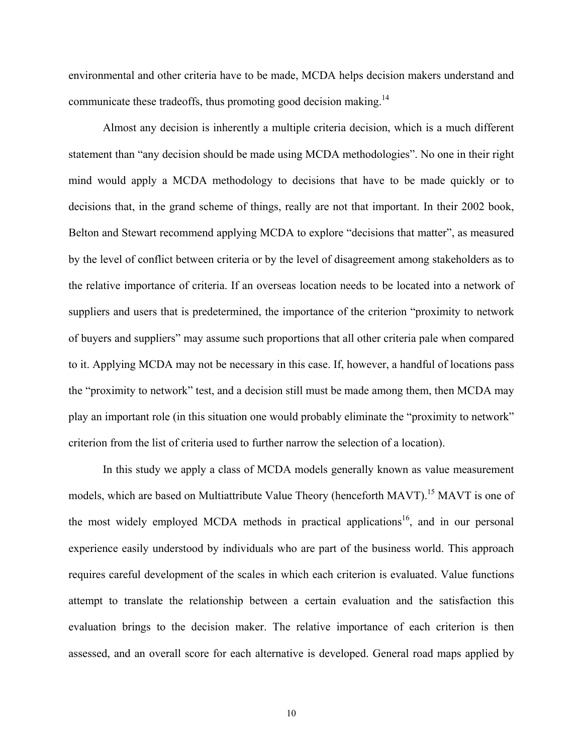environmental and other criteria have to be made, MCDA helps decision makers understand and communicate these tradeoffs, thus promoting good decision making.[14]

Almost any decision is inherently a multiple criteria decision, which is a much different statement than "any decision should be made using MCDA methodologies". No one in their right mind would apply a MCDA methodology to decisions that have to be made quickly or to decisions that, in the grand scheme of things, really are not that important. In their 2002 book, Belton and Stewart recommend applying MCDA to explore "decisions that matter", as measured by the level of conflict between criteria or by the level of disagreement among stakeholders as to the relative importance of criteria. If an overseas location needs to be located into a network of suppliers and users that is predetermined, the importance of the criterion "proximity to network of buyers and suppliers" may assume such proportions that all other criteria pale when compared to it. Applying MCDA may not be necessary in this case. If, however, a handful of locations pass the "proximity to network" test, and a decision still must be made among them, then MCDA may play an important role (in this situation one would probably eliminate the "proximity to network" criterion from the list of criteria used to further narrow the selection of a location).

In this study we apply a class of MCDA models generally known as value measurement models, which are based on Multiattribute Value Theory (henceforth MAVT).[15] MAVT is one of the most widely employed MCDA methods in practical applications[16], and in our personal experience easily understood by individuals who are part of the business world. This approach requires careful development of the scales in which each criterion is evaluated. Value functions attempt to translate the relationship between a certain evaluation and the satisfaction this evaluation brings to the decision maker. The relative importance of each criterion is then assessed, and an overall score for each alternative is developed. General road maps applied by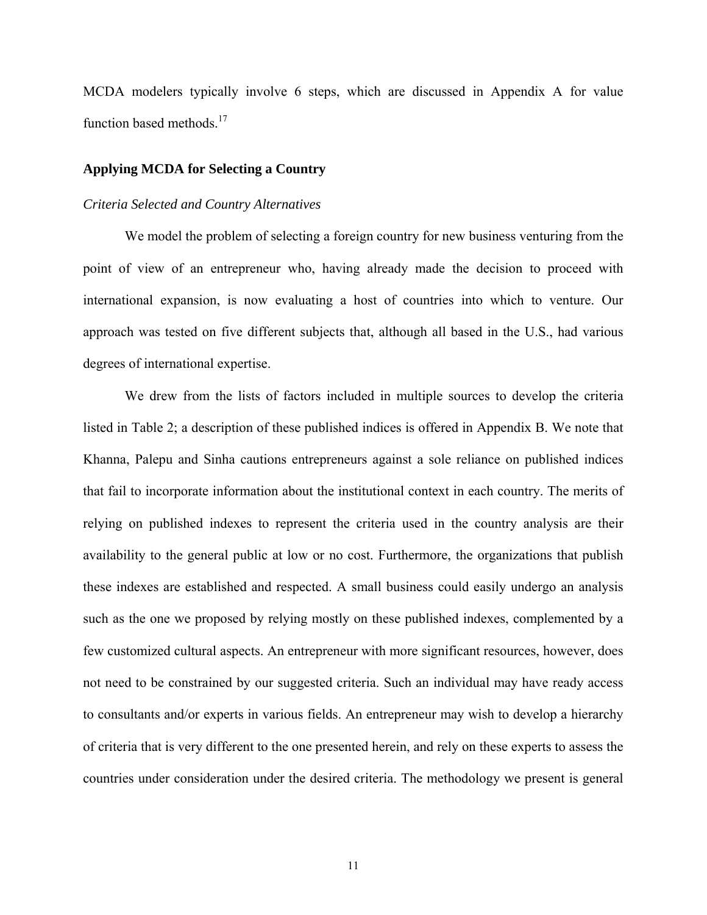MCDA modelers typically involve 6 steps, which are discussed in Appendix A for value function based methods.[17]

## Applying MCDA for Selecting a Country

### *Criteria Selected and Country Alternatives*

We model the problem of selecting a foreign country for new business venturing from the point of view of an entrepreneur who, having already made the decision to proceed with international expansion, is now evaluating a host of countries into which to venture. Our approach was tested on five different subjects that, although all based in the U.S., had various degrees of international expertise.

We drew from the lists of factors included in multiple sources to develop the criteria listed in Table 2; a description of these published indices is offered in Appendix B. We note that Khanna, Palepu and Sinha cautions entrepreneurs against a sole reliance on published indices that fail to incorporate information about the institutional context in each country. The merits of relying on published indexes to represent the criteria used in the country analysis are their availability to the general public at low or no cost. Furthermore, the organizations that publish these indexes are established and respected. A small business could easily undergo an analysis such as the one we proposed by relying mostly on these published indexes, complemented by a few customized cultural aspects. An entrepreneur with more significant resources, however, does not need to be constrained by our suggested criteria. Such an individual may have ready access to consultants and/or experts in various fields. An entrepreneur may wish to develop a hierarchy of criteria that is very different to the one presented herein, and rely on these experts to assess the countries under consideration under the desired criteria. The methodology we present is general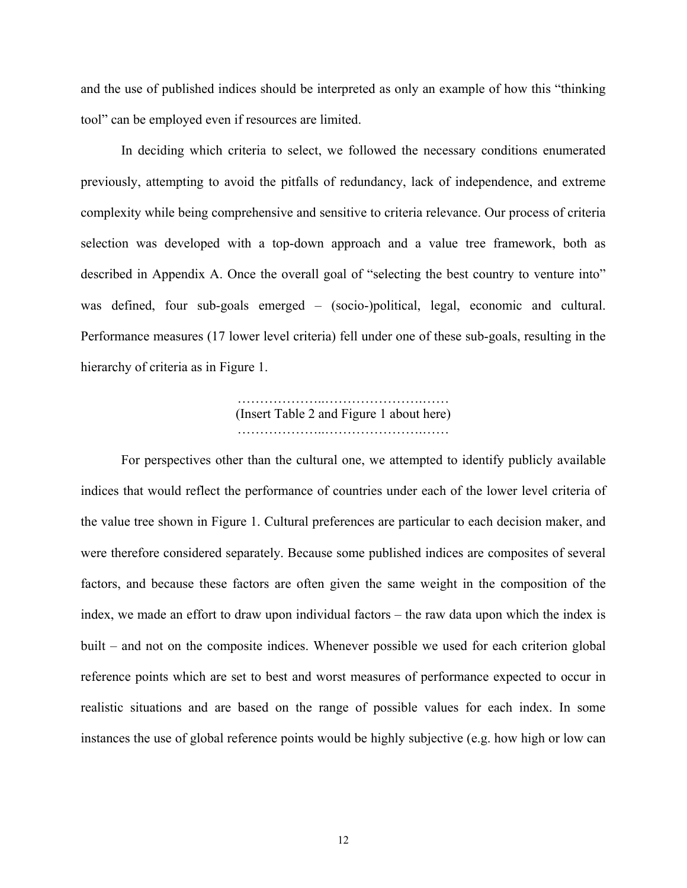and the use of published indices should be interpreted as only an example of how this "thinking tool" can be employed even if resources are limited.

In deciding which criteria to select, we followed the necessary conditions enumerated previously, attempting to avoid the pitfalls of redundancy, lack of independence, and extreme complexity while being comprehensive and sensitive to criteria relevance. Our process of criteria selection was developed with a top-down approach and a value tree framework, both as described in Appendix A. Once the overall goal of "selecting the best country to venture into" was defined, four sub-goals emerged – (socio-)political, legal, economic and cultural. Performance measures (17 lower level criteria) fell under one of these sub-goals, resulting in the hierarchy of criteria as in Figure 1.

………………..…………………..……
(Insert Table 2 and Figure 1 about here)
………………..…………………..……

For perspectives other than the cultural one, we attempted to identify publicly available indices that would reflect the performance of countries under each of the lower level criteria of the value tree shown in Figure 1. Cultural preferences are particular to each decision maker, and were therefore considered separately. Because some published indices are composites of several factors, and because these factors are often given the same weight in the composition of the index, we made an effort to draw upon individual factors – the raw data upon which the index is built – and not on the composite indices. Whenever possible we used for each criterion global reference points which are set to best and worst measures of performance expected to occur in realistic situations and are based on the range of possible values for each index. In some instances the use of global reference points would be highly subjective (e.g. how high or low can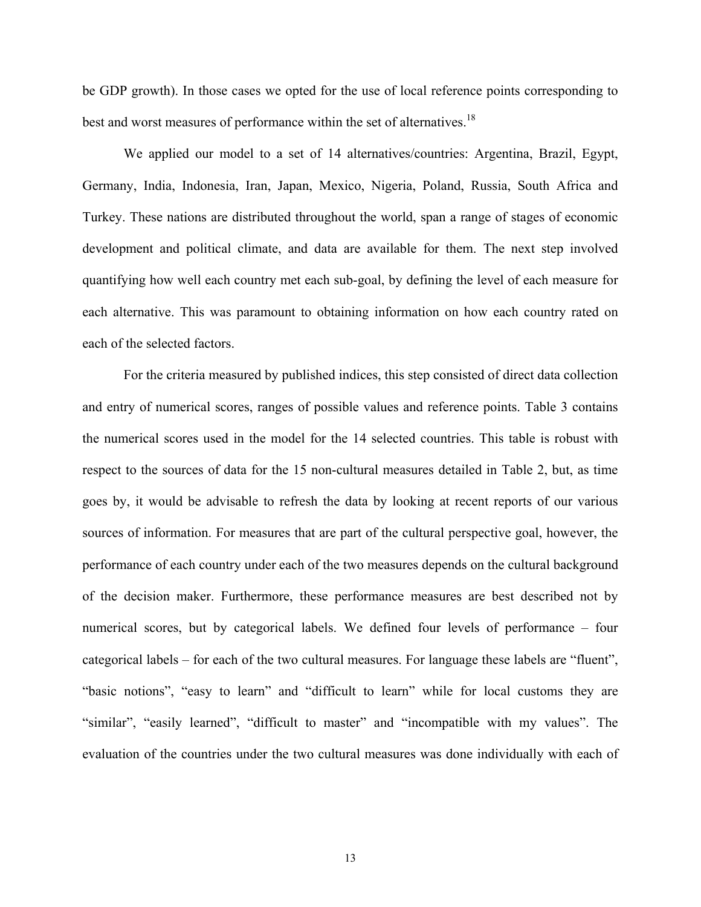be GDP growth). In those cases we opted for the use of local reference points corresponding to best and worst measures of performance within the set of alternatives.[18]

We applied our model to a set of 14 alternatives/countries: Argentina, Brazil, Egypt, Germany, India, Indonesia, Iran, Japan, Mexico, Nigeria, Poland, Russia, South Africa and Turkey. These nations are distributed throughout the world, span a range of stages of economic development and political climate, and data are available for them. The next step involved quantifying how well each country met each sub-goal, by defining the level of each measure for each alternative. This was paramount to obtaining information on how each country rated on each of the selected factors.

For the criteria measured by published indices, this step consisted of direct data collection and entry of numerical scores, ranges of possible values and reference points. Table 3 contains the numerical scores used in the model for the 14 selected countries. This table is robust with respect to the sources of data for the 15 non-cultural measures detailed in Table 2, but, as time goes by, it would be advisable to refresh the data by looking at recent reports of our various sources of information. For measures that are part of the cultural perspective goal, however, the performance of each country under each of the two measures depends on the cultural background of the decision maker. Furthermore, these performance measures are best described not by numerical scores, but by categorical labels. We defined four levels of performance – four categorical labels – for each of the two cultural measures. For language these labels are "fluent", "basic notions", "easy to learn" and "difficult to learn" while for local customs they are "similar", "easily learned", "difficult to master" and "incompatible with my values". The evaluation of the countries under the two cultural measures was done individually with each of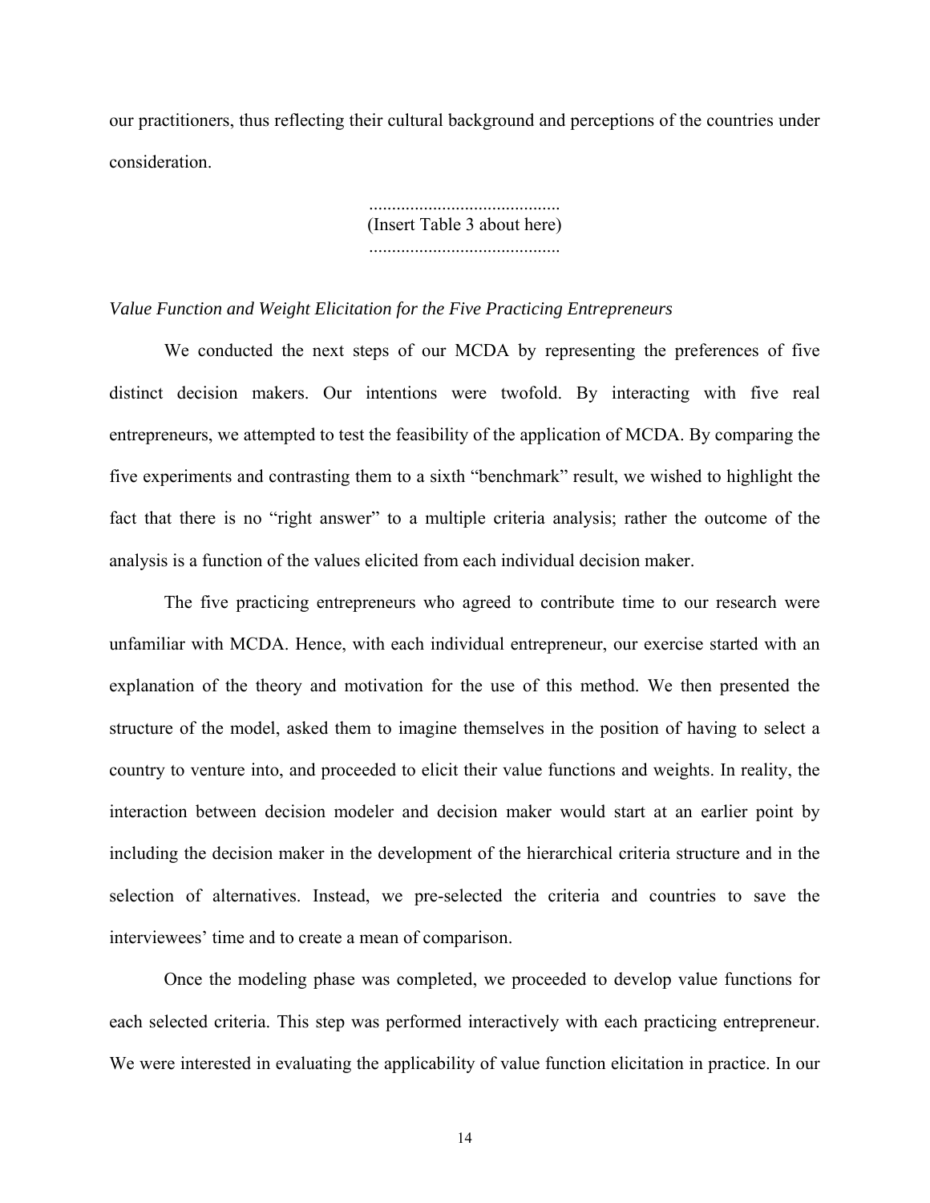our practitioners, thus reflecting their cultural background and perceptions of the countries under consideration.

.........................................
(Insert Table 3 about here)
.........................................

*Value Function and Weight Elicitation for the Five Practicing Entrepreneurs*

We conducted the next steps of our MCDA by representing the preferences of five distinct decision makers. Our intentions were twofold. By interacting with five real entrepreneurs, we attempted to test the feasibility of the application of MCDA. By comparing the five experiments and contrasting them to a sixth "benchmark" result, we wished to highlight the fact that there is no "right answer" to a multiple criteria analysis; rather the outcome of the analysis is a function of the values elicited from each individual decision maker.

The five practicing entrepreneurs who agreed to contribute time to our research were unfamiliar with MCDA. Hence, with each individual entrepreneur, our exercise started with an explanation of the theory and motivation for the use of this method. We then presented the structure of the model, asked them to imagine themselves in the position of having to select a country to venture into, and proceeded to elicit their value functions and weights. In reality, the interaction between decision modeler and decision maker would start at an earlier point by including the decision maker in the development of the hierarchical criteria structure and in the selection of alternatives. Instead, we pre-selected the criteria and countries to save the interviewees' time and to create a mean of comparison.

Once the modeling phase was completed, we proceeded to develop value functions for each selected criteria. This step was performed interactively with each practicing entrepreneur. We were interested in evaluating the applicability of value function elicitation in practice. In our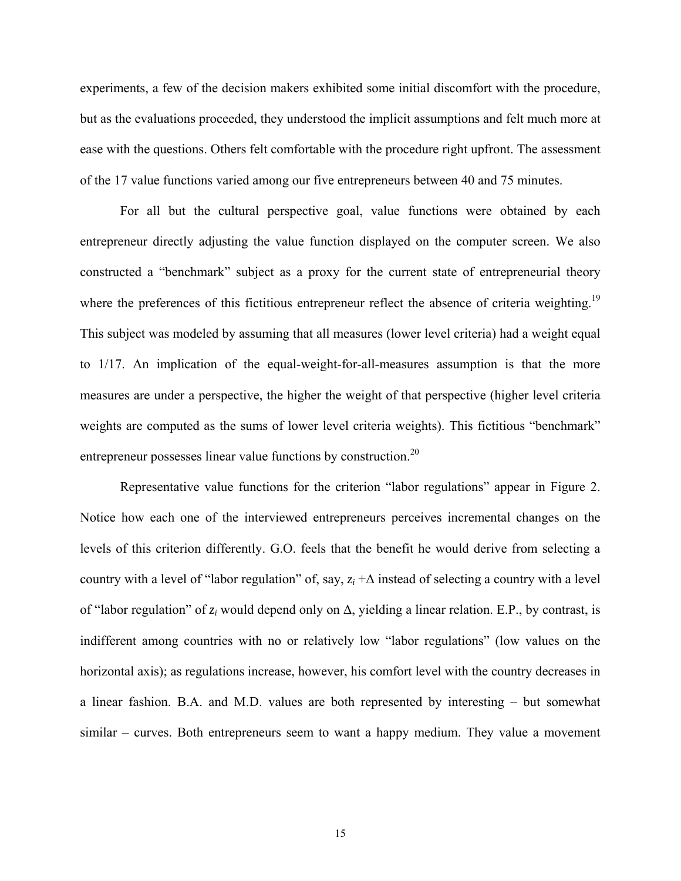experiments, a few of the decision makers exhibited some initial discomfort with the procedure, but as the evaluations proceeded, they understood the implicit assumptions and felt much more at ease with the questions. Others felt comfortable with the procedure right upfront. The assessment of the 17 value functions varied among our five entrepreneurs between 40 and 75 minutes.

For all but the cultural perspective goal, value functions were obtained by each entrepreneur directly adjusting the value function displayed on the computer screen. We also constructed a "benchmark" subject as a proxy for the current state of entrepreneurial theory where the preferences of this fictitious entrepreneur reflect the absence of criteria weighting.[19] This subject was modeled by assuming that all measures (lower level criteria) had a weight equal to 1/17. An implication of the equal-weight-for-all-measures assumption is that the more measures are under a perspective, the higher the weight of that perspective (higher level criteria weights are computed as the sums of lower level criteria weights). This fictitious "benchmark" entrepreneur possesses linear value functions by construction.[20]

Representative value functions for the criterion "labor regulations" appear in Figure 2. Notice how each one of the interviewed entrepreneurs perceives incremental changes on the levels of this criterion differently. G.O. feels that the benefit he would derive from selecting a country with a level of "labor regulation" of, say, $z_i + \Delta$ instead of selecting a country with a level of "labor regulation" of $z_i$ would depend only on $\Delta$, yielding a linear relation. E.P., by contrast, is indifferent among countries with no or relatively low "labor regulations" (low values on the horizontal axis); as regulations increase, however, his comfort level with the country decreases in a linear fashion. B.A. and M.D. values are both represented by interesting – but somewhat similar – curves. Both entrepreneurs seem to want a happy medium. They value a movement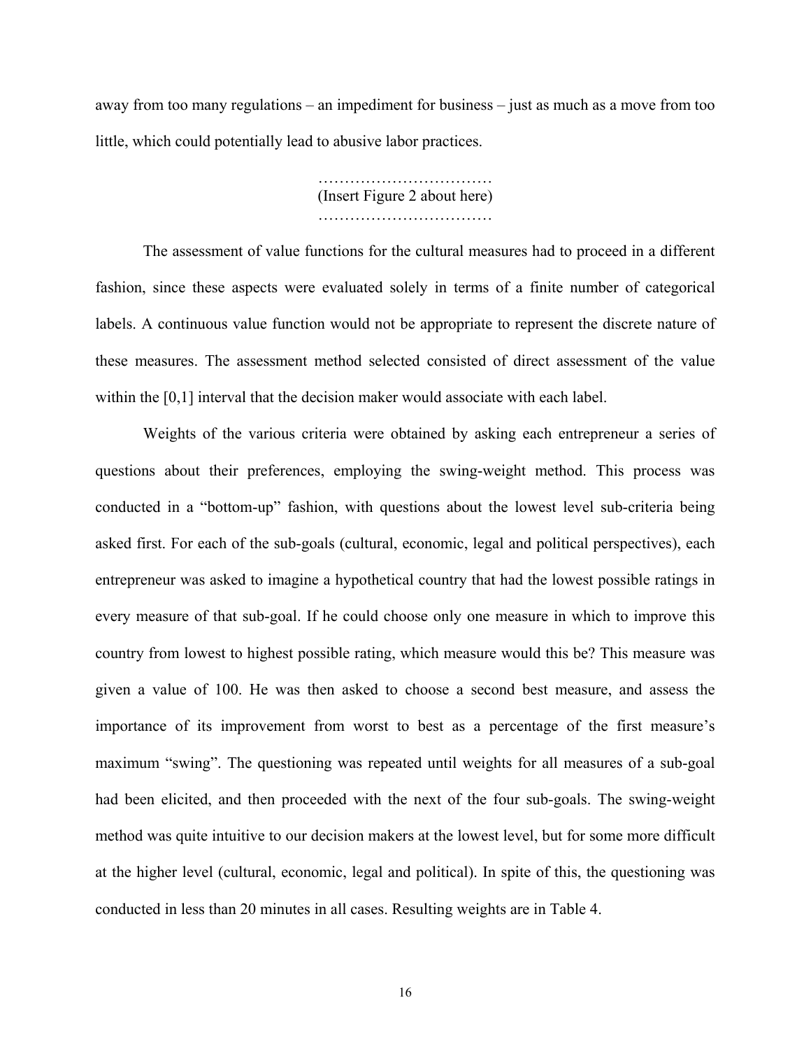away from too many regulations – an impediment for business – just as much as a move from too little, which could potentially lead to abusive labor practices.

……………………………
(Insert Figure 2 about here)
……………………………

The assessment of value functions for the cultural measures had to proceed in a different fashion, since these aspects were evaluated solely in terms of a finite number of categorical labels. A continuous value function would not be appropriate to represent the discrete nature of these measures. The assessment method selected consisted of direct assessment of the value within the [0,1] interval that the decision maker would associate with each label.

Weights of the various criteria were obtained by asking each entrepreneur a series of questions about their preferences, employing the swing-weight method. This process was conducted in a "bottom-up" fashion, with questions about the lowest level sub-criteria being asked first. For each of the sub-goals (cultural, economic, legal and political perspectives), each entrepreneur was asked to imagine a hypothetical country that had the lowest possible ratings in every measure of that sub-goal. If he could choose only one measure in which to improve this country from lowest to highest possible rating, which measure would this be? This measure was given a value of 100. He was then asked to choose a second best measure, and assess the importance of its improvement from worst to best as a percentage of the first measure's maximum "swing". The questioning was repeated until weights for all measures of a sub-goal had been elicited, and then proceeded with the next of the four sub-goals. The swing-weight method was quite intuitive to our decision makers at the lowest level, but for some more difficult at the higher level (cultural, economic, legal and political). In spite of this, the questioning was conducted in less than 20 minutes in all cases. Resulting weights are in Table 4.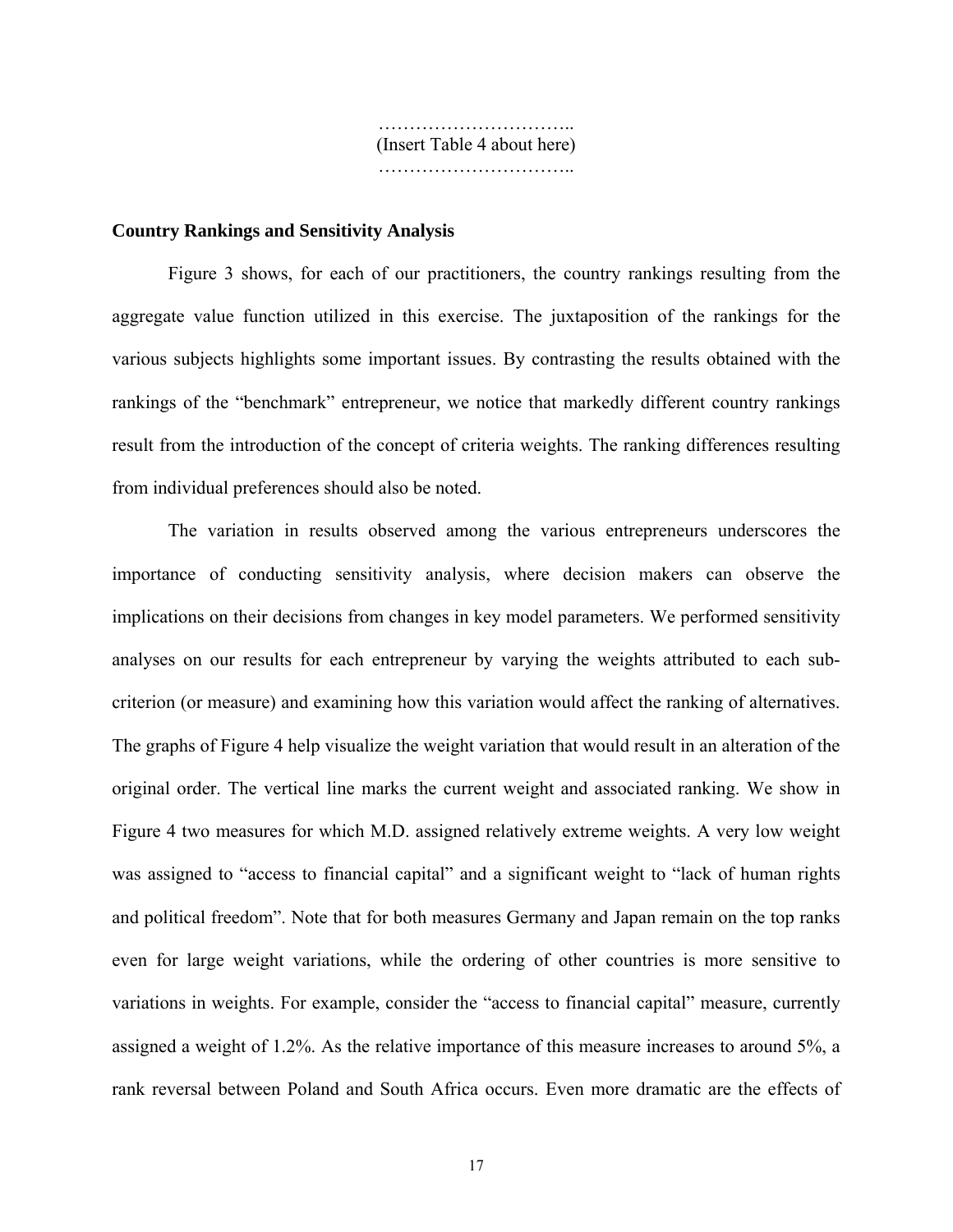…………………………..
(Insert Table 4 about here)
…………………………..

**Country Rankings and Sensitivity Analysis**

Figure 3 shows, for each of our practitioners, the country rankings resulting from the aggregate value function utilized in this exercise. The juxtaposition of the rankings for the various subjects highlights some important issues. By contrasting the results obtained with the rankings of the "benchmark" entrepreneur, we notice that markedly different country rankings result from the introduction of the concept of criteria weights. The ranking differences resulting from individual preferences should also be noted.

The variation in results observed among the various entrepreneurs underscores the importance of conducting sensitivity analysis, where decision makers can observe the implications on their decisions from changes in key model parameters. We performed sensitivity analyses on our results for each entrepreneur by varying the weights attributed to each sub-criterion (or measure) and examining how this variation would affect the ranking of alternatives. The graphs of Figure 4 help visualize the weight variation that would result in an alteration of the original order. The vertical line marks the current weight and associated ranking. We show in Figure 4 two measures for which M.D. assigned relatively extreme weights. A very low weight was assigned to "access to financial capital" and a significant weight to "lack of human rights and political freedom". Note that for both measures Germany and Japan remain on the top ranks even for large weight variations, while the ordering of other countries is more sensitive to variations in weights. For example, consider the "access to financial capital" measure, currently assigned a weight of 1.2%. As the relative importance of this measure increases to around 5%, a rank reversal between Poland and South Africa occurs. Even more dramatic are the effects of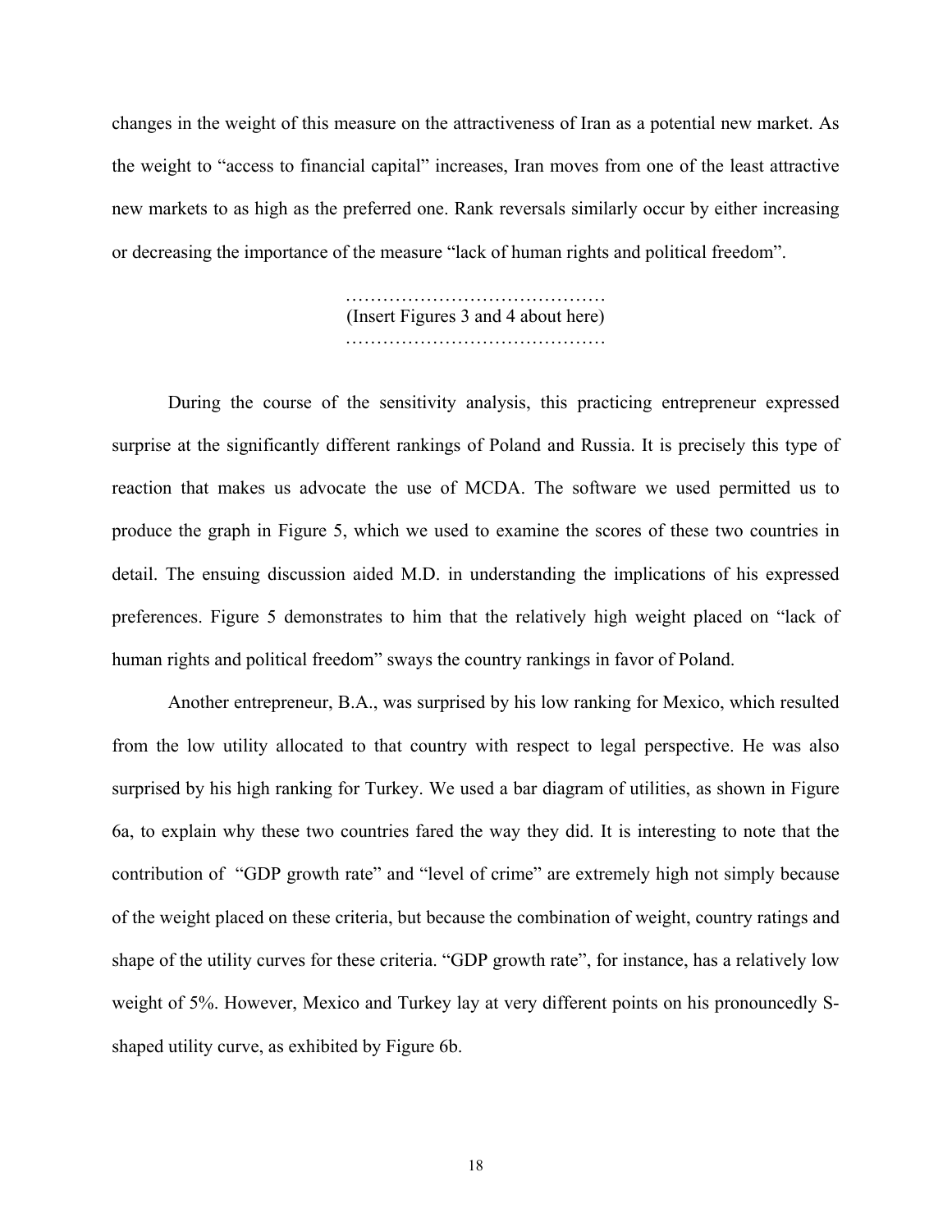changes in the weight of this measure on the attractiveness of Iran as a potential new market. As the weight to "access to financial capital" increases, Iran moves from one of the least attractive new markets to as high as the preferred one. Rank reversals similarly occur by either increasing or decreasing the importance of the measure "lack of human rights and political freedom".

……………………………………
(Insert Figures 3 and 4 about here)
……………………………………

During the course of the sensitivity analysis, this practicing entrepreneur expressed surprise at the significantly different rankings of Poland and Russia. It is precisely this type of reaction that makes us advocate the use of MCDA. The software we used permitted us to produce the graph in Figure 5, which we used to examine the scores of these two countries in detail. The ensuing discussion aided M.D. in understanding the implications of his expressed preferences. Figure 5 demonstrates to him that the relatively high weight placed on "lack of human rights and political freedom" sways the country rankings in favor of Poland.

Another entrepreneur, B.A., was surprised by his low ranking for Mexico, which resulted from the low utility allocated to that country with respect to legal perspective. He was also surprised by his high ranking for Turkey. We used a bar diagram of utilities, as shown in Figure 6a, to explain why these two countries fared the way they did. It is interesting to note that the contribution of "GDP growth rate" and "level of crime" are extremely high not simply because of the weight placed on these criteria, but because the combination of weight, country ratings and shape of the utility curves for these criteria. "GDP growth rate", for instance, has a relatively low weight of 5%. However, Mexico and Turkey lay at very different points on his pronouncedly S-shaped utility curve, as exhibited by Figure 6b.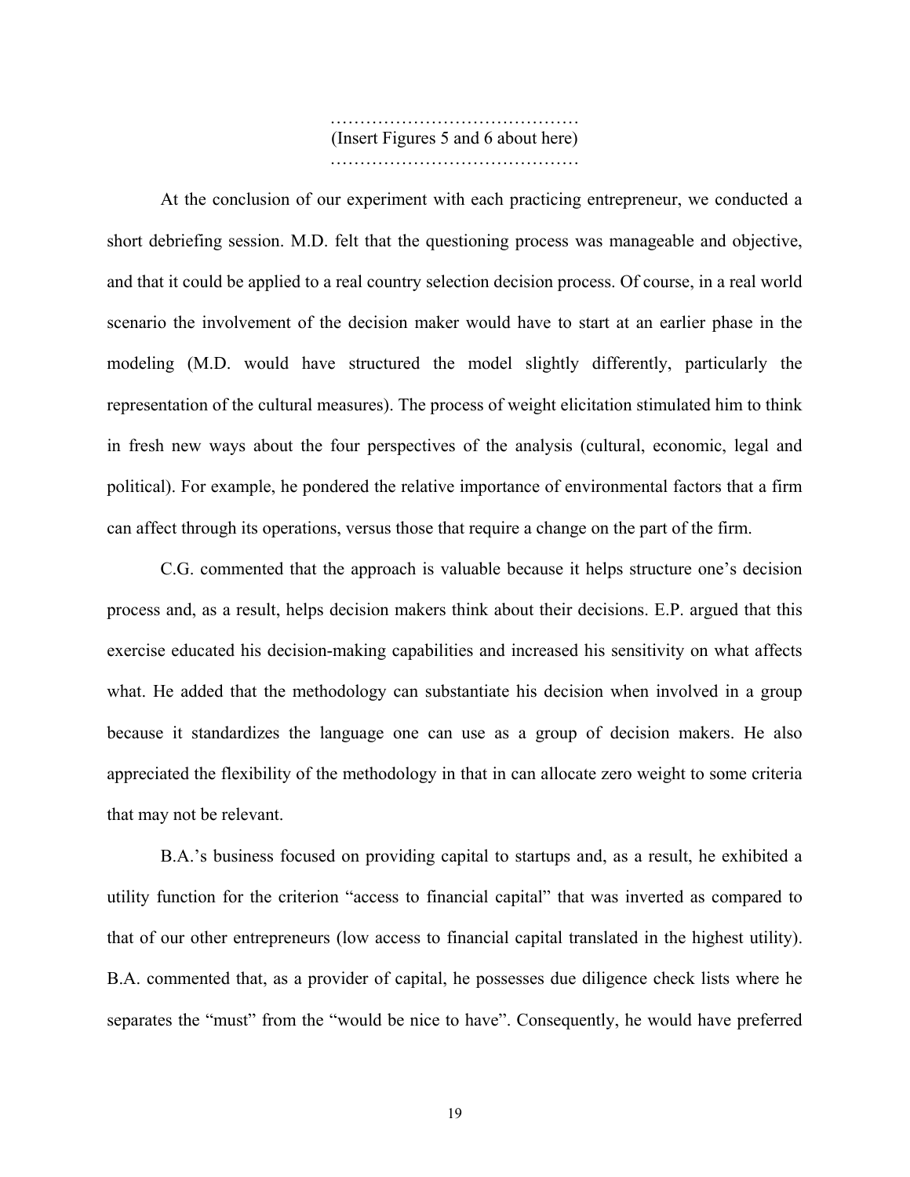……………………………………
(Insert Figures 5 and 6 about here)
……………………………………

At the conclusion of our experiment with each practicing entrepreneur, we conducted a short debriefing session. M.D. felt that the questioning process was manageable and objective, and that it could be applied to a real country selection decision process. Of course, in a real world scenario the involvement of the decision maker would have to start at an earlier phase in the modeling (M.D. would have structured the model slightly differently, particularly the representation of the cultural measures). The process of weight elicitation stimulated him to think in fresh new ways about the four perspectives of the analysis (cultural, economic, legal and political). For example, he pondered the relative importance of environmental factors that a firm can affect through its operations, versus those that require a change on the part of the firm.

C.G. commented that the approach is valuable because it helps structure one's decision process and, as a result, helps decision makers think about their decisions. E.P. argued that this exercise educated his decision-making capabilities and increased his sensitivity on what affects what. He added that the methodology can substantiate his decision when involved in a group because it standardizes the language one can use as a group of decision makers. He also appreciated the flexibility of the methodology in that in can allocate zero weight to some criteria that may not be relevant.

B.A.'s business focused on providing capital to startups and, as a result, he exhibited a utility function for the criterion "access to financial capital" that was inverted as compared to that of our other entrepreneurs (low access to financial capital translated in the highest utility). B.A. commented that, as a provider of capital, he possesses due diligence check lists where he separates the "must" from the "would be nice to have". Consequently, he would have preferred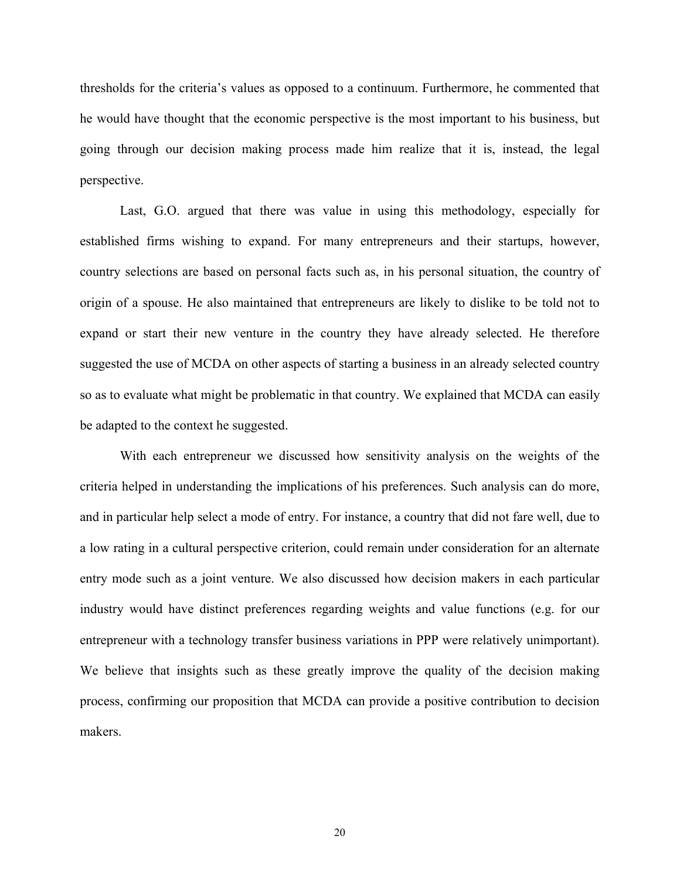thresholds for the criteria's values as opposed to a continuum. Furthermore, he commented that he would have thought that the economic perspective is the most important to his business, but going through our decision making process made him realize that it is, instead, the legal perspective.

Last, G.O. argued that there was value in using this methodology, especially for established firms wishing to expand. For many entrepreneurs and their startups, however, country selections are based on personal facts such as, in his personal situation, the country of origin of a spouse. He also maintained that entrepreneurs are likely to dislike to be told not to expand or start their new venture in the country they have already selected. He therefore suggested the use of MCDA on other aspects of starting a business in an already selected country so as to evaluate what might be problematic in that country. We explained that MCDA can easily be adapted to the context he suggested.

With each entrepreneur we discussed how sensitivity analysis on the weights of the criteria helped in understanding the implications of his preferences. Such analysis can do more, and in particular help select a mode of entry. For instance, a country that did not fare well, due to a low rating in a cultural perspective criterion, could remain under consideration for an alternate entry mode such as a joint venture. We also discussed how decision makers in each particular industry would have distinct preferences regarding weights and value functions (e.g. for our entrepreneur with a technology transfer business variations in PPP were relatively unimportant). We believe that insights such as these greatly improve the quality of the decision making process, confirming our proposition that MCDA can provide a positive contribution to decision makers.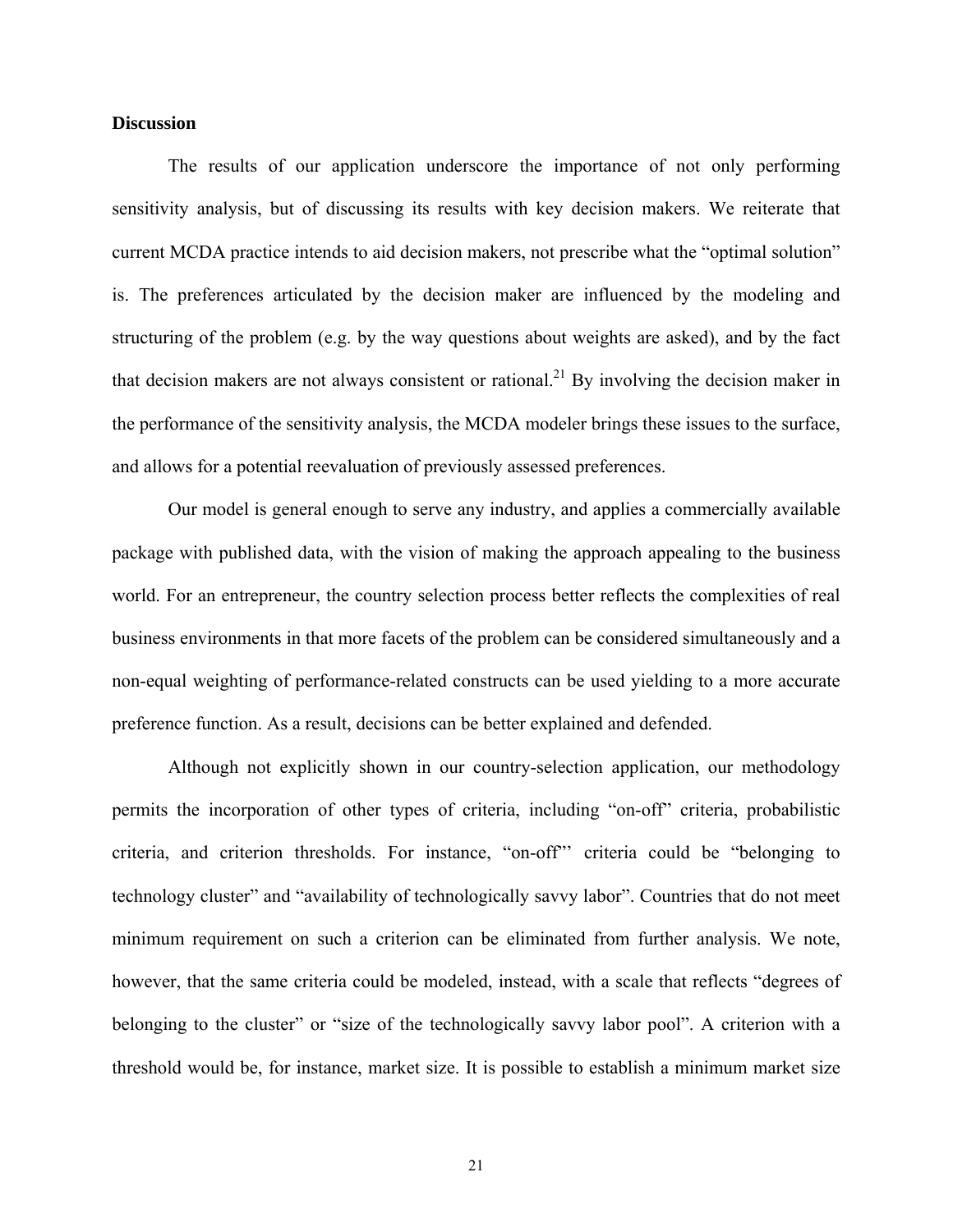**Discussion**

The results of our application underscore the importance of not only performing sensitivity analysis, but of discussing its results with key decision makers. We reiterate that current MCDA practice intends to aid decision makers, not prescribe what the "optimal solution" is. The preferences articulated by the decision maker are influenced by the modeling and structuring of the problem (e.g. by the way questions about weights are asked), and by the fact that decision makers are not always consistent or rational.[21] By involving the decision maker in the performance of the sensitivity analysis, the MCDA modeler brings these issues to the surface, and allows for a potential reevaluation of previously assessed preferences.

Our model is general enough to serve any industry, and applies a commercially available package with published data, with the vision of making the approach appealing to the business world. For an entrepreneur, the country selection process better reflects the complexities of real business environments in that more facets of the problem can be considered simultaneously and a non-equal weighting of performance-related constructs can be used yielding to a more accurate preference function. As a result, decisions can be better explained and defended.

Although not explicitly shown in our country-selection application, our methodology permits the incorporation of other types of criteria, including "on-off" criteria, probabilistic criteria, and criterion thresholds. For instance, "on-off"' criteria could be "belonging to technology cluster" and "availability of technologically savvy labor". Countries that do not meet minimum requirement on such a criterion can be eliminated from further analysis. We note, however, that the same criteria could be modeled, instead, with a scale that reflects "degrees of belonging to the cluster" or "size of the technologically savvy labor pool". A criterion with a threshold would be, for instance, market size. It is possible to establish a minimum market size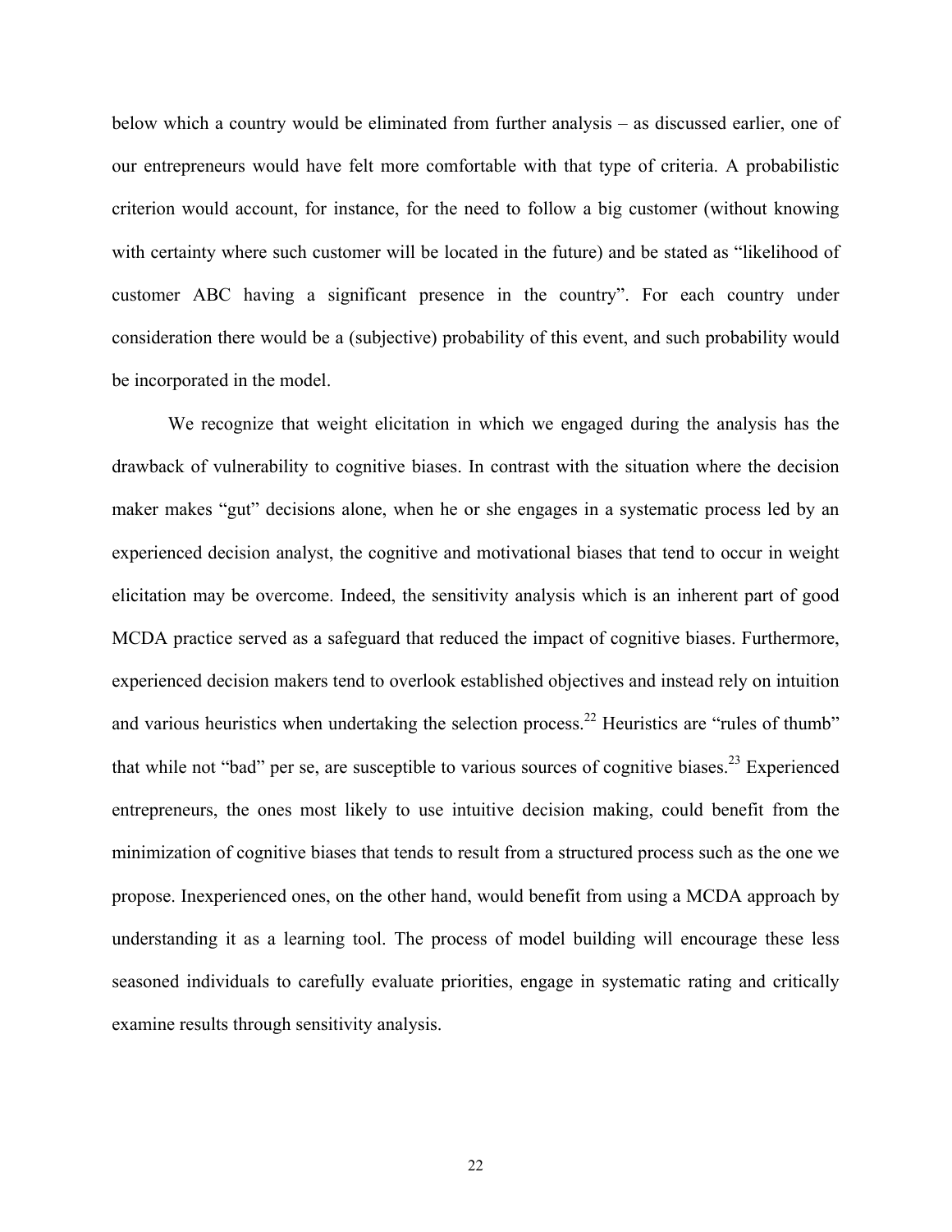below which a country would be eliminated from further analysis – as discussed earlier, one of our entrepreneurs would have felt more comfortable with that type of criteria. A probabilistic criterion would account, for instance, for the need to follow a big customer (without knowing with certainty where such customer will be located in the future) and be stated as "likelihood of customer ABC having a significant presence in the country". For each country under consideration there would be a (subjective) probability of this event, and such probability would be incorporated in the model.

We recognize that weight elicitation in which we engaged during the analysis has the drawback of vulnerability to cognitive biases. In contrast with the situation where the decision maker makes "gut" decisions alone, when he or she engages in a systematic process led by an experienced decision analyst, the cognitive and motivational biases that tend to occur in weight elicitation may be overcome. Indeed, the sensitivity analysis which is an inherent part of good MCDA practice served as a safeguard that reduced the impact of cognitive biases. Furthermore, experienced decision makers tend to overlook established objectives and instead rely on intuition and various heuristics when undertaking the selection process.[22] Heuristics are "rules of thumb" that while not "bad" per se, are susceptible to various sources of cognitive biases.[23] Experienced entrepreneurs, the ones most likely to use intuitive decision making, could benefit from the minimization of cognitive biases that tends to result from a structured process such as the one we propose. Inexperienced ones, on the other hand, would benefit from using a MCDA approach by understanding it as a learning tool. The process of model building will encourage these less seasoned individuals to carefully evaluate priorities, engage in systematic rating and critically examine results through sensitivity analysis.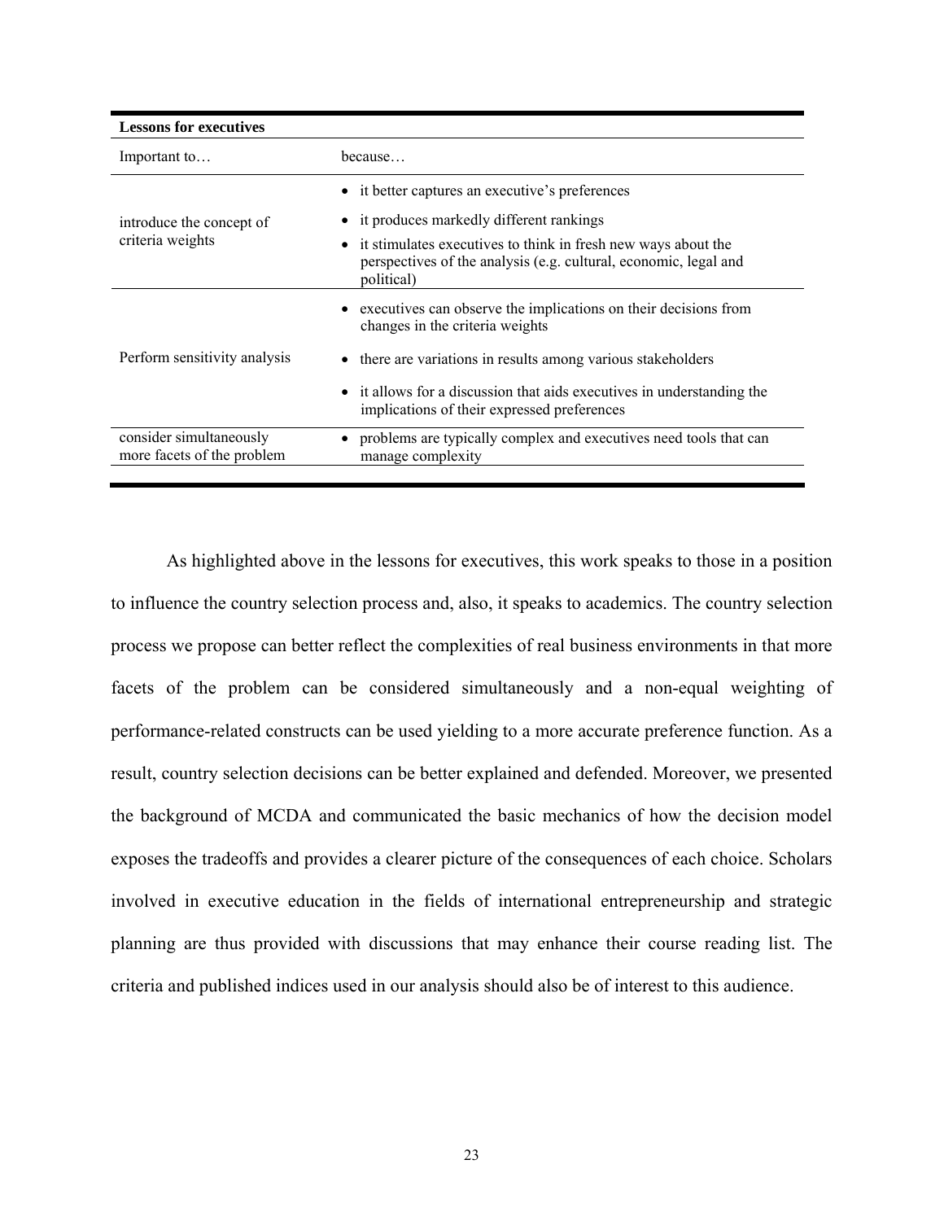| **Lessons for executives** | |
|---|---|
| Important to… | because… |
| introduce the concept of criteria weights | • it better captures an executive's preferences<br>• it produces markedly different rankings<br>• it stimulates executives to think in fresh new ways about the perspectives of the analysis (e.g. cultural, economic, legal and political) |
| Perform sensitivity analysis | • executives can observe the implications on their decisions from changes in the criteria weights<br>• there are variations in results among various stakeholders<br>• it allows for a discussion that aids executives in understanding the implications of their expressed preferences |
| consider simultaneously more facets of the problem | • problems are typically complex and executives need tools that can manage complexity |

As highlighted above in the lessons for executives, this work speaks to those in a position to influence the country selection process and, also, it speaks to academics. The country selection process we propose can better reflect the complexities of real business environments in that more facets of the problem can be considered simultaneously and a non-equal weighting of performance-related constructs can be used yielding to a more accurate preference function. As a result, country selection decisions can be better explained and defended. Moreover, we presented the background of MCDA and communicated the basic mechanics of how the decision model exposes the tradeoffs and provides a clearer picture of the consequences of each choice. Scholars involved in executive education in the fields of international entrepreneurship and strategic planning are thus provided with discussions that may enhance their course reading list. The criteria and published indices used in our analysis should also be of interest to this audience.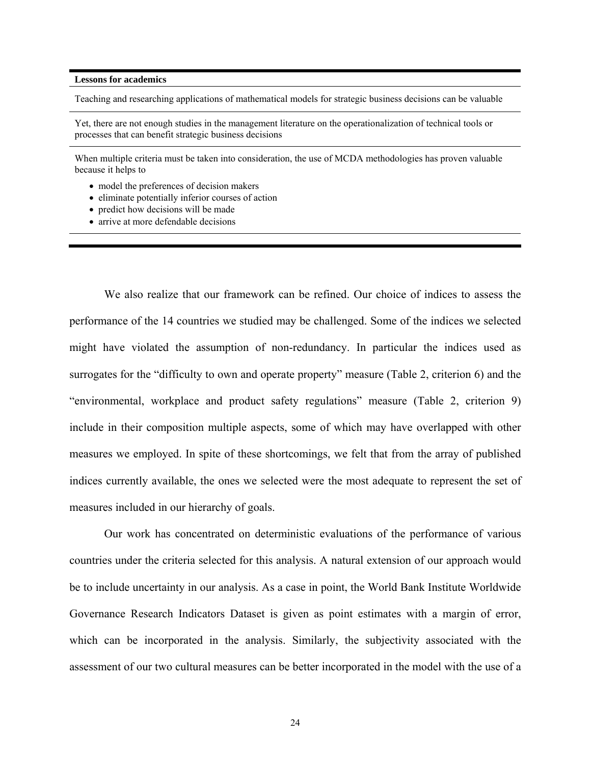| **Lessons for academics** |
| --- |
| Teaching and researching applications of mathematical models for strategic business decisions can be valuable |
| Yet, there are not enough studies in the management literature on the operationalization of technical tools or processes that can benefit strategic business decisions |
| When multiple criteria must be taken into consideration, the use of MCDA methodologies has proven valuable because it helps to<br>• model the preferences of decision makers<br>• eliminate potentially inferior courses of action<br>• predict how decisions will be made<br>• arrive at more defendable decisions |

We also realize that our framework can be refined. Our choice of indices to assess the performance of the 14 countries we studied may be challenged. Some of the indices we selected might have violated the assumption of non-redundancy. In particular the indices used as surrogates for the "difficulty to own and operate property" measure (Table 2, criterion 6) and the "environmental, workplace and product safety regulations" measure (Table 2, criterion 9) include in their composition multiple aspects, some of which may have overlapped with other measures we employed. In spite of these shortcomings, we felt that from the array of published indices currently available, the ones we selected were the most adequate to represent the set of measures included in our hierarchy of goals.

Our work has concentrated on deterministic evaluations of the performance of various countries under the criteria selected for this analysis. A natural extension of our approach would be to include uncertainty in our analysis. As a case in point, the World Bank Institute Worldwide Governance Research Indicators Dataset is given as point estimates with a margin of error, which can be incorporated in the analysis. Similarly, the subjectivity associated with the assessment of our two cultural measures can be better incorporated in the model with the use of a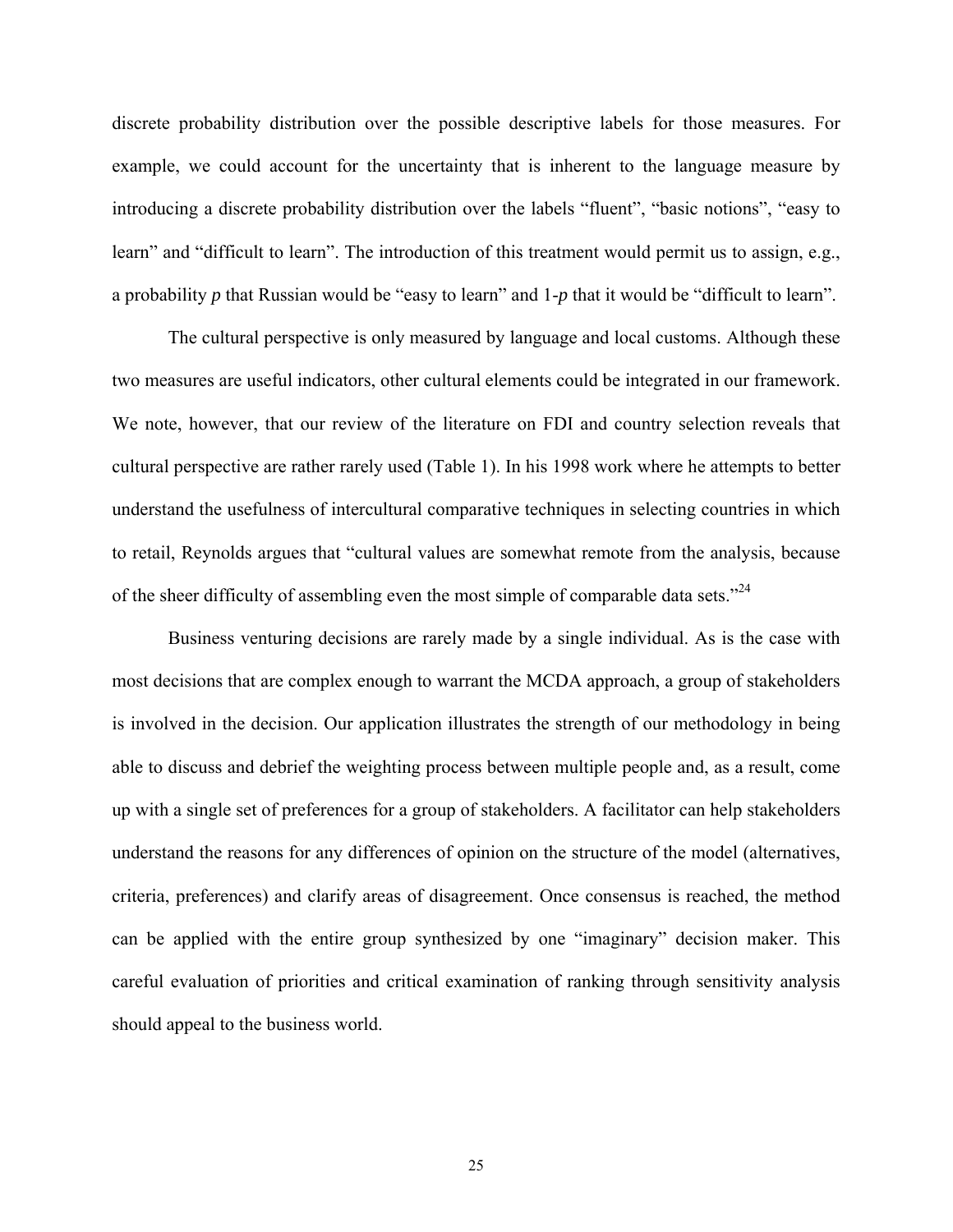discrete probability distribution over the possible descriptive labels for those measures. For example, we could account for the uncertainty that is inherent to the language measure by introducing a discrete probability distribution over the labels "fluent", "basic notions", "easy to learn" and "difficult to learn". The introduction of this treatment would permit us to assign, e.g., a probability $p$ that Russian would be "easy to learn" and 1-$p$ that it would be "difficult to learn".

The cultural perspective is only measured by language and local customs. Although these two measures are useful indicators, other cultural elements could be integrated in our framework. We note, however, that our review of the literature on FDI and country selection reveals that cultural perspective are rather rarely used (Table 1). In his 1998 work where he attempts to better understand the usefulness of intercultural comparative techniques in selecting countries in which to retail, Reynolds argues that "cultural values are somewhat remote from the analysis, because of the sheer difficulty of assembling even the most simple of comparable data sets."[24]

Business venturing decisions are rarely made by a single individual. As is the case with most decisions that are complex enough to warrant the MCDA approach, a group of stakeholders is involved in the decision. Our application illustrates the strength of our methodology in being able to discuss and debrief the weighting process between multiple people and, as a result, come up with a single set of preferences for a group of stakeholders. A facilitator can help stakeholders understand the reasons for any differences of opinion on the structure of the model (alternatives, criteria, preferences) and clarify areas of disagreement. Once consensus is reached, the method can be applied with the entire group synthesized by one "imaginary" decision maker. This careful evaluation of priorities and critical examination of ranking through sensitivity analysis should appeal to the business world.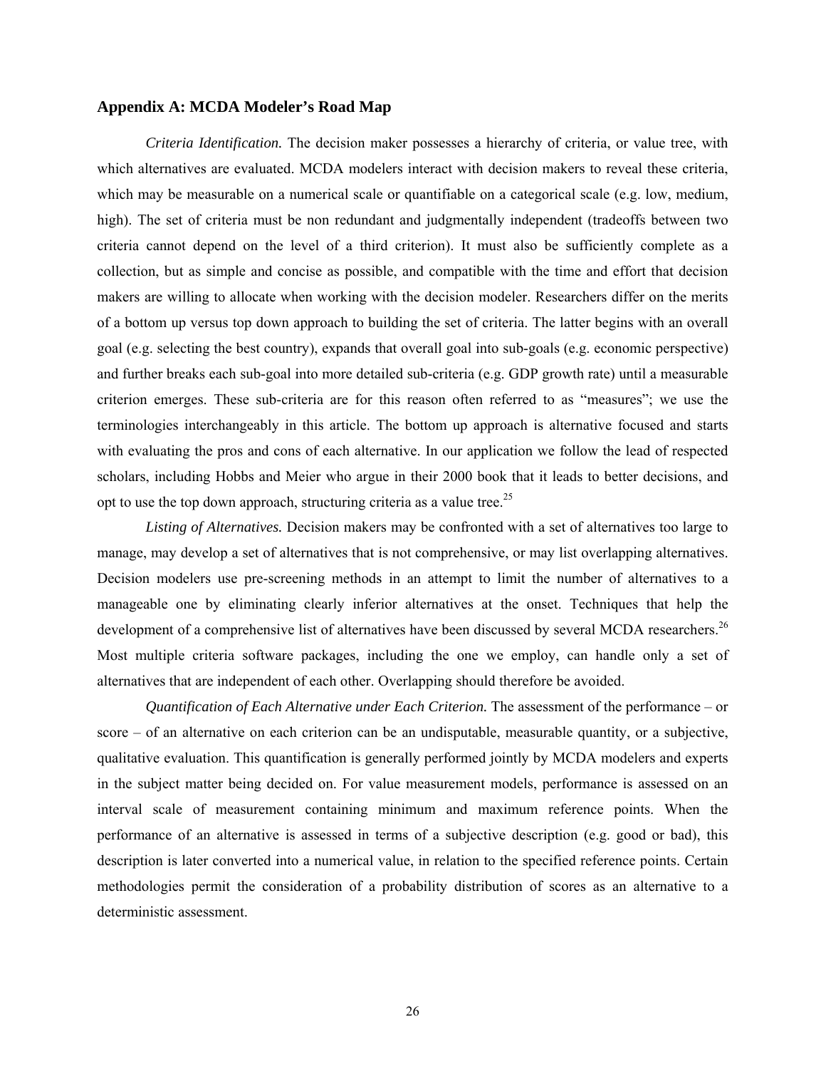## Appendix A: MCDA Modeler's Road Map

*Criteria Identification.* The decision maker possesses a hierarchy of criteria, or value tree, with which alternatives are evaluated. MCDA modelers interact with decision makers to reveal these criteria, which may be measurable on a numerical scale or quantifiable on a categorical scale (e.g. low, medium, high). The set of criteria must be non redundant and judgmentally independent (tradeoffs between two criteria cannot depend on the level of a third criterion). It must also be sufficiently complete as a collection, but as simple and concise as possible, and compatible with the time and effort that decision makers are willing to allocate when working with the decision modeler. Researchers differ on the merits of a bottom up versus top down approach to building the set of criteria. The latter begins with an overall goal (e.g. selecting the best country), expands that overall goal into sub-goals (e.g. economic perspective) and further breaks each sub-goal into more detailed sub-criteria (e.g. GDP growth rate) until a measurable criterion emerges. These sub-criteria are for this reason often referred to as "measures"; we use the terminologies interchangeably in this article. The bottom up approach is alternative focused and starts with evaluating the pros and cons of each alternative. In our application we follow the lead of respected scholars, including Hobbs and Meier who argue in their 2000 book that it leads to better decisions, and opt to use the top down approach, structuring criteria as a value tree.[25]

*Listing of Alternatives.* Decision makers may be confronted with a set of alternatives too large to manage, may develop a set of alternatives that is not comprehensive, or may list overlapping alternatives. Decision modelers use pre-screening methods in an attempt to limit the number of alternatives to a manageable one by eliminating clearly inferior alternatives at the onset. Techniques that help the development of a comprehensive list of alternatives have been discussed by several MCDA researchers.[26] Most multiple criteria software packages, including the one we employ, can handle only a set of alternatives that are independent of each other. Overlapping should therefore be avoided.

*Quantification of Each Alternative under Each Criterion.* The assessment of the performance – or score – of an alternative on each criterion can be an undisputable, measurable quantity, or a subjective, qualitative evaluation. This quantification is generally performed jointly by MCDA modelers and experts in the subject matter being decided on. For value measurement models, performance is assessed on an interval scale of measurement containing minimum and maximum reference points. When the performance of an alternative is assessed in terms of a subjective description (e.g. good or bad), this description is later converted into a numerical value, in relation to the specified reference points. Certain methodologies permit the consideration of a probability distribution of scores as an alternative to a deterministic assessment.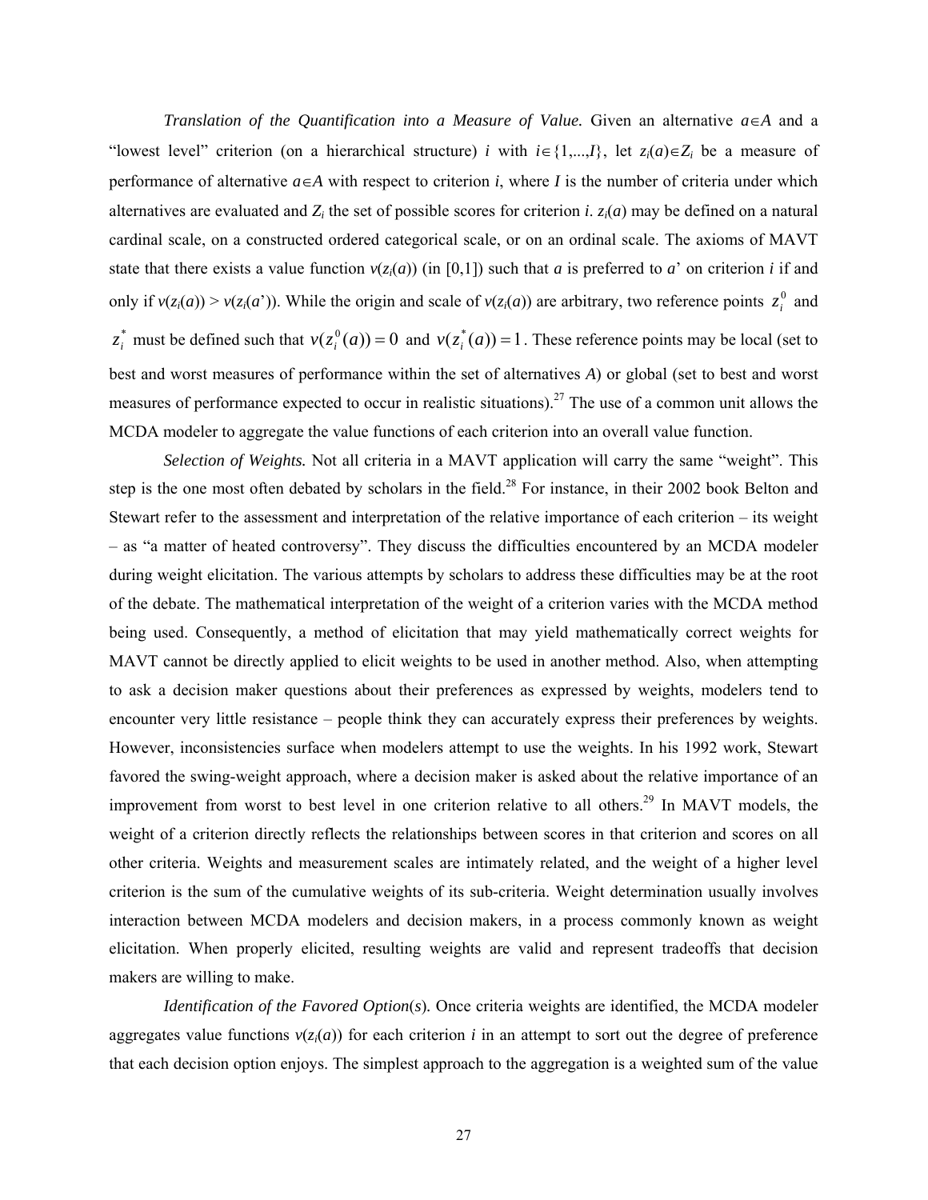*Translation of the Quantification into a Measure of Value.* Given an alternative $a \in A$ and a "lowest level" criterion (on a hierarchical structure) $i$ with $i \in \{1,...,I\}$, let $z_i(a) \in Z_i$ be a measure of performance of alternative $a \in A$ with respect to criterion $i$, where $I$ is the number of criteria under which alternatives are evaluated and $Z_i$ the set of possible scores for criterion $i$. $z_i(a)$ may be defined on a natural cardinal scale, on a constructed ordered categorical scale, or on an ordinal scale. The axioms of MAVT state that there exists a value function $v(z_i(a))$ (in [0,1]) such that $a$ is preferred to $a$' on criterion $i$ if and only if $v(z_i(a)) > v(z_i(a'))$. While the origin and scale of $v(z_i(a))$ are arbitrary, two reference points $z_i^0$ and $z_i^*$ must be defined such that $v(z_i^0(a)) = 0$ and $v(z_i^*(a)) = 1$. These reference points may be local (set to best and worst measures of performance within the set of alternatives $A$) or global (set to best and worst measures of performance expected to occur in realistic situations).[27] The use of a common unit allows the MCDA modeler to aggregate the value functions of each criterion into an overall value function.

*Selection of Weights.* Not all criteria in a MAVT application will carry the same "weight". This step is the one most often debated by scholars in the field.[28] For instance, in their 2002 book Belton and Stewart refer to the assessment and interpretation of the relative importance of each criterion – its weight – as "a matter of heated controversy". They discuss the difficulties encountered by an MCDA modeler during weight elicitation. The various attempts by scholars to address these difficulties may be at the root of the debate. The mathematical interpretation of the weight of a criterion varies with the MCDA method being used. Consequently, a method of elicitation that may yield mathematically correct weights for MAVT cannot be directly applied to elicit weights to be used in another method. Also, when attempting to ask a decision maker questions about their preferences as expressed by weights, modelers tend to encounter very little resistance – people think they can accurately express their preferences by weights. However, inconsistencies surface when modelers attempt to use the weights. In his 1992 work, Stewart favored the swing-weight approach, where a decision maker is asked about the relative importance of an improvement from worst to best level in one criterion relative to all others.[29] In MAVT models, the weight of a criterion directly reflects the relationships between scores in that criterion and scores on all other criteria. Weights and measurement scales are intimately related, and the weight of a higher level criterion is the sum of the cumulative weights of its sub-criteria. Weight determination usually involves interaction between MCDA modelers and decision makers, in a process commonly known as weight elicitation. When properly elicited, resulting weights are valid and represent tradeoffs that decision makers are willing to make.

*Identification of the Favored Option(s).* Once criteria weights are identified, the MCDA modeler aggregates value functions $v(z_i(a))$ for each criterion $i$ in an attempt to sort out the degree of preference that each decision option enjoys. The simplest approach to the aggregation is a weighted sum of the value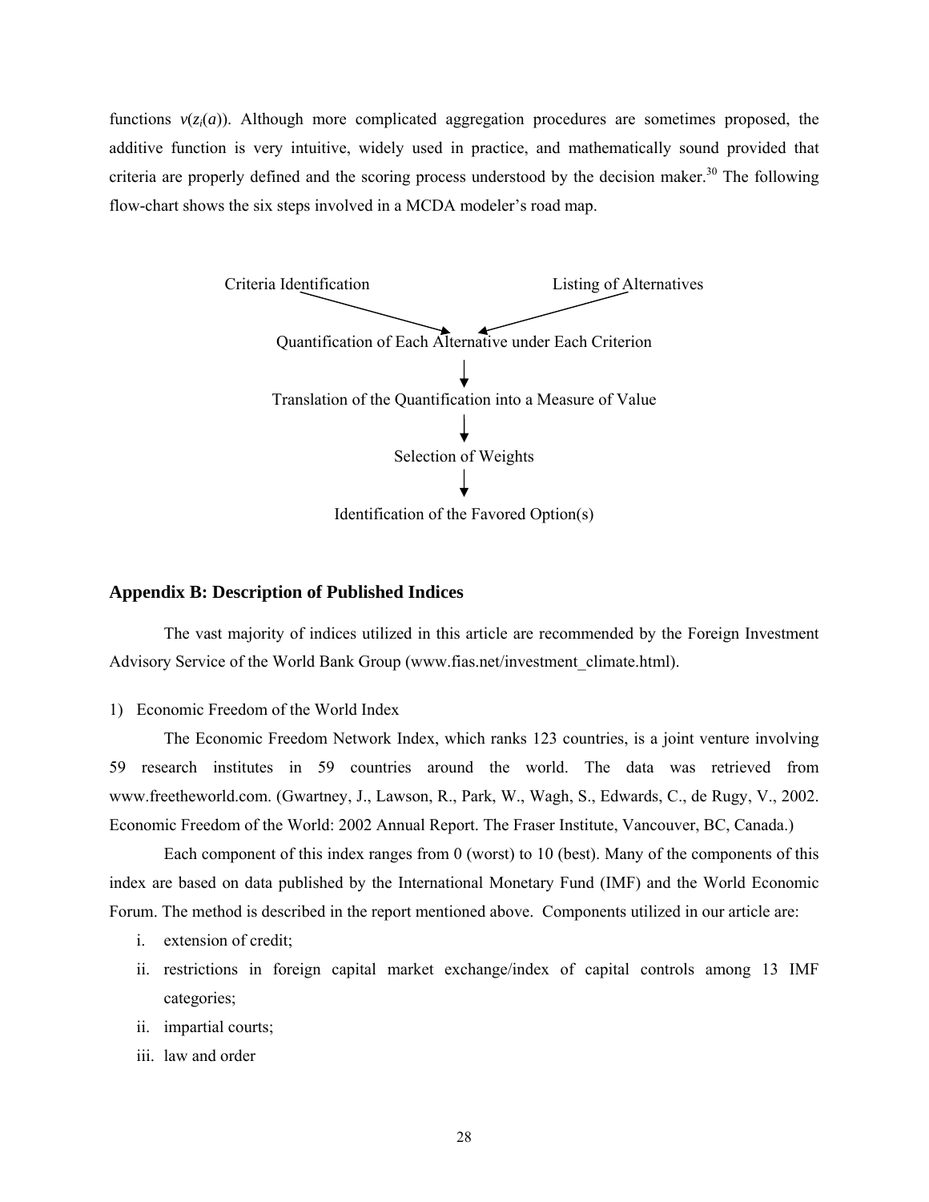functions $v(z_i(a))$. Although more complicated aggregation procedures are sometimes proposed, the additive function is very intuitive, widely used in practice, and mathematically sound provided that criteria are properly defined and the scoring process understood by the decision maker.[30] The following flow-chart shows the six steps involved in a MCDA modeler's road map.

Criteria Identification → Quantification of Each Alternative under Each Criterion ← Listing of Alternatives

Quantification of Each Alternative under Each Criterion

↓

Translation of the Quantification into a Measure of Value

↓

Selection of Weights

↓

Identification of the Favored Option(s)

## Appendix B: Description of Published Indices

The vast majority of indices utilized in this article are recommended by the Foreign Investment Advisory Service of the World Bank Group (www.fias.net/investment_climate.html).

1) Economic Freedom of the World Index

The Economic Freedom Network Index, which ranks 123 countries, is a joint venture involving 59 research institutes in 59 countries around the world. The data was retrieved from www.freetheworld.com. (Gwartney, J., Lawson, R., Park, W., Wagh, S., Edwards, C., de Rugy, V., 2002. Economic Freedom of the World: 2002 Annual Report. The Fraser Institute, Vancouver, BC, Canada.)

Each component of this index ranges from 0 (worst) to 10 (best). Many of the components of this index are based on data published by the International Monetary Fund (IMF) and the World Economic Forum. The method is described in the report mentioned above. Components utilized in our article are:

i. extension of credit;

ii. restrictions in foreign capital market exchange/index of capital controls among 13 IMF categories;

ii. impartial courts;

iii. law and order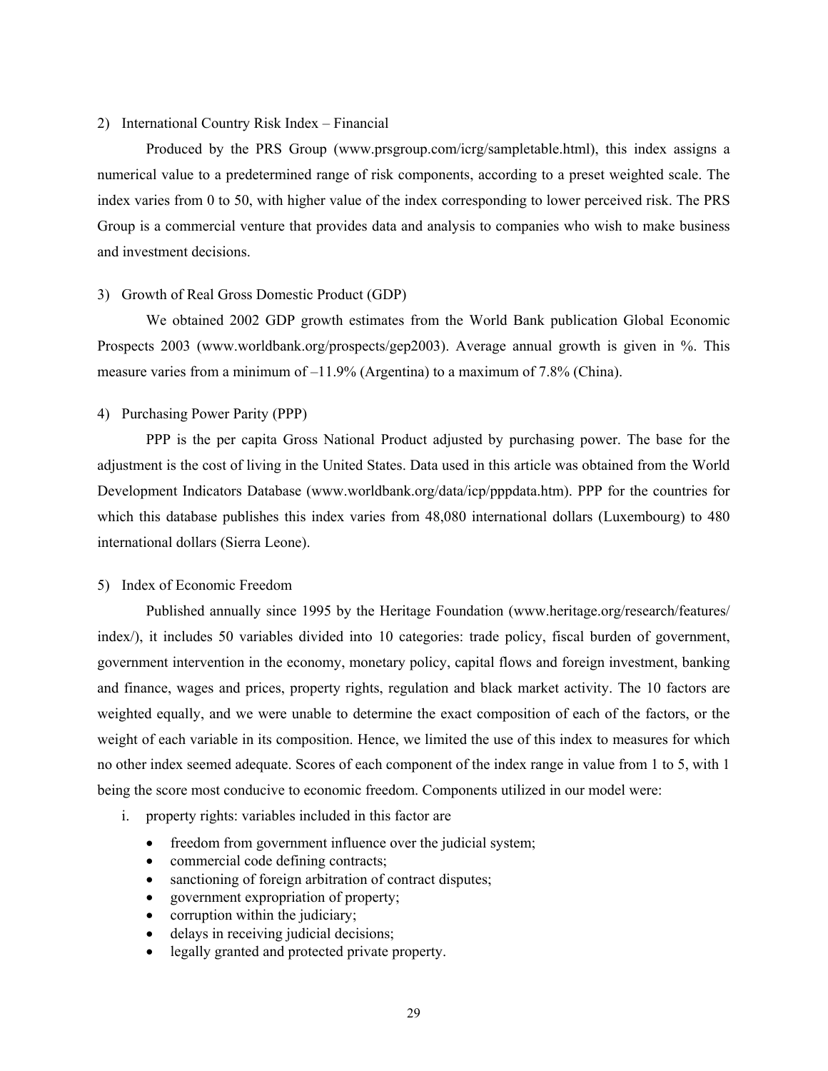2) International Country Risk Index – Financial

Produced by the PRS Group (www.prsgroup.com/icrg/sampletable.html), this index assigns a numerical value to a predetermined range of risk components, according to a preset weighted scale. The index varies from 0 to 50, with higher value of the index corresponding to lower perceived risk. The PRS Group is a commercial venture that provides data and analysis to companies who wish to make business and investment decisions.

3) Growth of Real Gross Domestic Product (GDP)

We obtained 2002 GDP growth estimates from the World Bank publication Global Economic Prospects 2003 (www.worldbank.org/prospects/gep2003). Average annual growth is given in %. This measure varies from a minimum of –11.9% (Argentina) to a maximum of 7.8% (China).

4) Purchasing Power Parity (PPP)

PPP is the per capita Gross National Product adjusted by purchasing power. The base for the adjustment is the cost of living in the United States. Data used in this article was obtained from the World Development Indicators Database (www.worldbank.org/data/icp/pppdata.htm). PPP for the countries for which this database publishes this index varies from 48,080 international dollars (Luxembourg) to 480 international dollars (Sierra Leone).

5) Index of Economic Freedom

Published annually since 1995 by the Heritage Foundation (www.heritage.org/research/features/index/), it includes 50 variables divided into 10 categories: trade policy, fiscal burden of government, government intervention in the economy, monetary policy, capital flows and foreign investment, banking and finance, wages and prices, property rights, regulation and black market activity. The 10 factors are weighted equally, and we were unable to determine the exact composition of each of the factors, or the weight of each variable in its composition. Hence, we limited the use of this index to measures for which no other index seemed adequate. Scores of each component of the index range in value from 1 to 5, with 1 being the score most conducive to economic freedom. Components utilized in our model were:

i. property rights: variables included in this factor are
   - freedom from government influence over the judicial system;
   - commercial code defining contracts;
   - sanctioning of foreign arbitration of contract disputes;
   - government expropriation of property;
   - corruption within the judiciary;
   - delays in receiving judicial decisions;
   - legally granted and protected private property.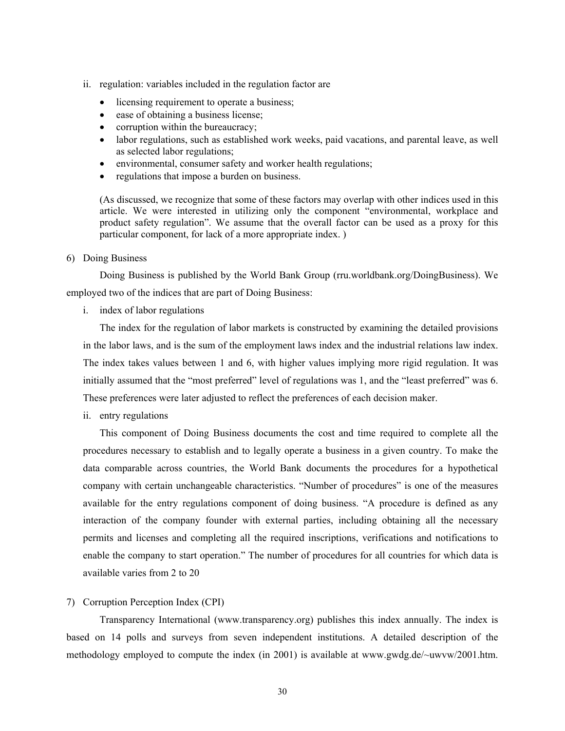ii. regulation: variables included in the regulation factor are

- licensing requirement to operate a business;
- ease of obtaining a business license;
- corruption within the bureaucracy;
- labor regulations, such as established work weeks, paid vacations, and parental leave, as well as selected labor regulations;
- environmental, consumer safety and worker health regulations;
- regulations that impose a burden on business.

(As discussed, we recognize that some of these factors may overlap with other indices used in this article. We were interested in utilizing only the component "environmental, workplace and product safety regulation". We assume that the overall factor can be used as a proxy for this particular component, for lack of a more appropriate index. )

6) Doing Business

Doing Business is published by the World Bank Group (rru.worldbank.org/DoingBusiness). We employed two of the indices that are part of Doing Business:

i. index of labor regulations

The index for the regulation of labor markets is constructed by examining the detailed provisions in the labor laws, and is the sum of the employment laws index and the industrial relations law index. The index takes values between 1 and 6, with higher values implying more rigid regulation. It was initially assumed that the "most preferred" level of regulations was 1, and the "least preferred" was 6. These preferences were later adjusted to reflect the preferences of each decision maker.

ii. entry regulations

This component of Doing Business documents the cost and time required to complete all the procedures necessary to establish and to legally operate a business in a given country. To make the data comparable across countries, the World Bank documents the procedures for a hypothetical company with certain unchangeable characteristics. "Number of procedures" is one of the measures available for the entry regulations component of doing business. "A procedure is defined as any interaction of the company founder with external parties, including obtaining all the necessary permits and licenses and completing all the required inscriptions, verifications and notifications to enable the company to start operation." The number of procedures for all countries for which data is available varies from 2 to 20

7) Corruption Perception Index (CPI)

Transparency International (www.transparency.org) publishes this index annually. The index is based on 14 polls and surveys from seven independent institutions. A detailed description of the methodology employed to compute the index (in 2001) is available at www.gwdg.de/~uwvw/2001.htm.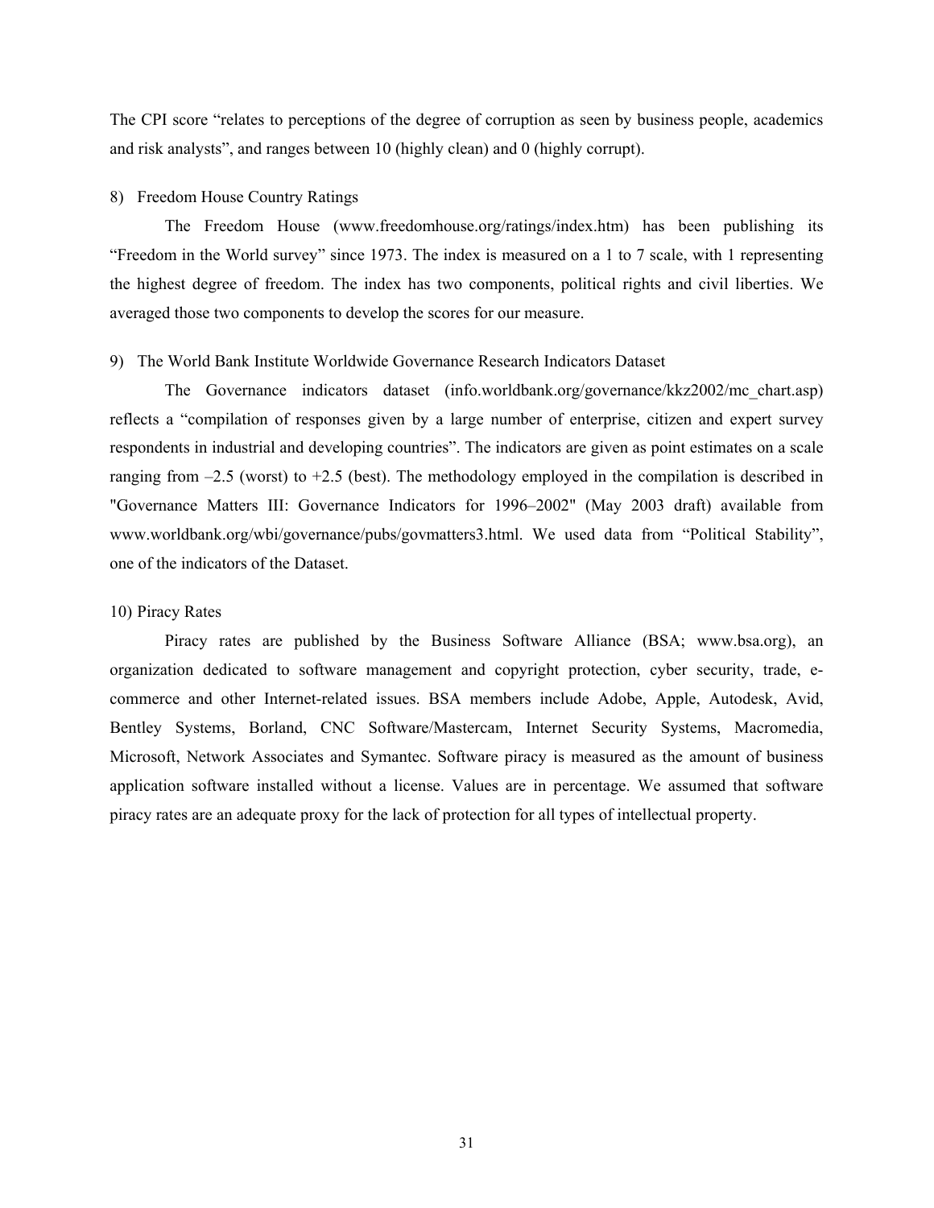The CPI score “relates to perceptions of the degree of corruption as seen by business people, academics and risk analysts”, and ranges between 10 (highly clean) and 0 (highly corrupt).

8) Freedom House Country Ratings

The Freedom House (www.freedomhouse.org/ratings/index.htm) has been publishing its “Freedom in the World survey” since 1973. The index is measured on a 1 to 7 scale, with 1 representing the highest degree of freedom. The index has two components, political rights and civil liberties. We averaged those two components to develop the scores for our measure.

9) The World Bank Institute Worldwide Governance Research Indicators Dataset

The Governance indicators dataset (info.worldbank.org/governance/kkz2002/mc_chart.asp) reflects a “compilation of responses given by a large number of enterprise, citizen and expert survey respondents in industrial and developing countries”. The indicators are given as point estimates on a scale ranging from –2.5 (worst) to +2.5 (best). The methodology employed in the compilation is described in "Governance Matters III: Governance Indicators for 1996–2002" (May 2003 draft) available from www.worldbank.org/wbi/governance/pubs/govmatters3.html. We used data from “Political Stability”, one of the indicators of the Dataset.

10) Piracy Rates

Piracy rates are published by the Business Software Alliance (BSA; www.bsa.org), an organization dedicated to software management and copyright protection, cyber security, trade, e-commerce and other Internet-related issues. BSA members include Adobe, Apple, Autodesk, Avid, Bentley Systems, Borland, CNC Software/Mastercam, Internet Security Systems, Macromedia, Microsoft, Network Associates and Symantec. Software piracy is measured as the amount of business application software installed without a license. Values are in percentage. We assumed that software piracy rates are an adequate proxy for the lack of protection for all types of intellectual property.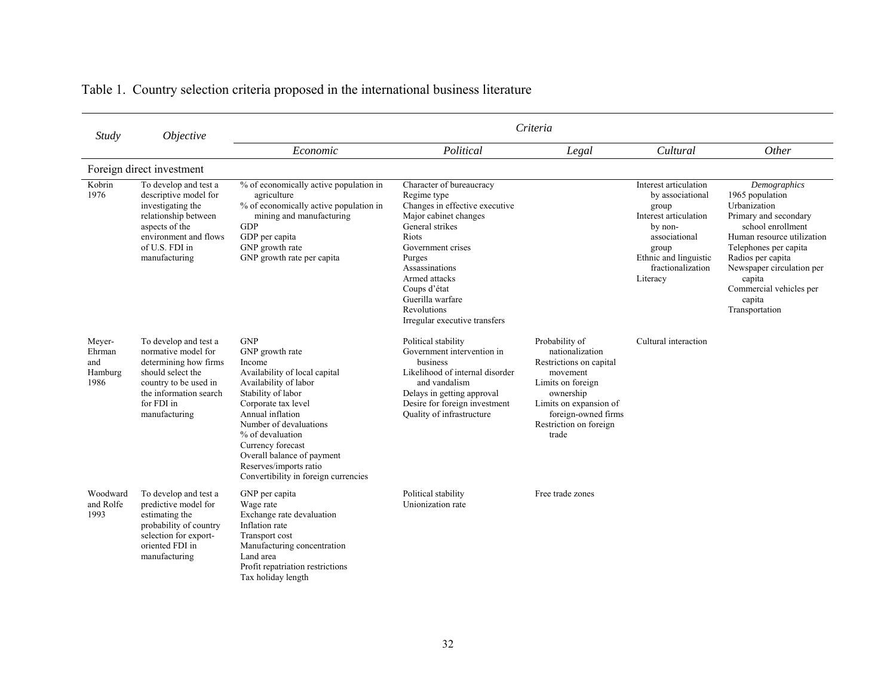Table 1. Country selection criteria proposed in the international business literature

| *Study* | *Objective* | *Criteria* | | | | |
|---|---|---|---|---|---|---|
| | | *Economic* | *Political* | *Legal* | *Cultural* | *Other* |
| Foreign direct investment | | | | | | |
| Kobrin 1976 | To develop and test a descriptive model for investigating the relationship between aspects of the environment and flows of U.S. FDI in manufacturing | % of economically active population in agriculture<br>% of economically active population in mining and manufacturing<br>GDP<br>GDP per capita<br>GNP growth rate<br>GNP growth rate per capita | Character of bureaucracy<br>Regime type<br>Changes in effective executive<br>Major cabinet changes<br>General strikes<br>Riots<br>Government crises<br>Purges<br>Assassinations<br>Armed attacks<br>Coups d'état<br>Guerilla warfare<br>Revolutions<br>Irregular executive transfers | | Interest articulation by associational group<br>Interest articulation by non-associational group<br>Ethnic and linguistic fractionalization<br>Literacy | *Demographics*<br>1965 population<br>Urbanization<br>Primary and secondary school enrollment<br>Human resource utilization<br>Telephones per capita<br>Radios per capita<br>Newspaper circulation per capita<br>Commercial vehicles per capita<br>Transportation |
| Meyer-Ehrman and Hamburg 1986 | To develop and test a normative model for determining how firms should select the country to be used in the information search for FDI in manufacturing | GNP<br>GNP growth rate<br>Income<br>Availability of local capital<br>Availability of labor<br>Stability of labor<br>Corporate tax level<br>Annual inflation<br>Number of devaluations<br>% of devaluation<br>Currency forecast<br>Overall balance of payment<br>Reserves/imports ratio<br>Convertibility in foreign currencies | Political stability<br>Government intervention in business<br>Likelihood of internal disorder and vandalism<br>Delays in getting approval<br>Desire for foreign investment<br>Quality of infrastructure | Probability of nationalization<br>Restrictions on capital movement<br>Limits on foreign ownership<br>Limits on expansion of foreign-owned firms<br>Restriction on foreign trade | Cultural interaction | |
| Woodward and Rolfe 1993 | To develop and test a predictive model for estimating the probability of country selection for export-oriented FDI in manufacturing | GNP per capita<br>Wage rate<br>Exchange rate devaluation<br>Inflation rate<br>Transport cost<br>Manufacturing concentration<br>Land area<br>Profit repatriation restrictions<br>Tax holiday length | Political stability<br>Unionization rate | Free trade zones | | |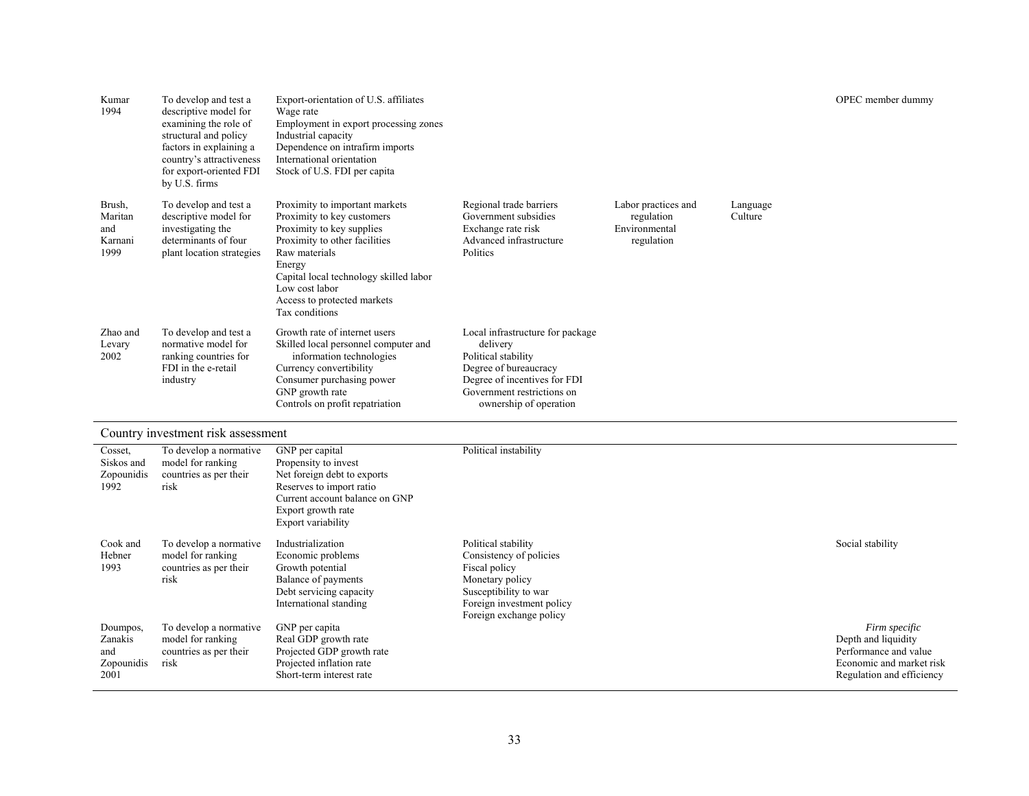| | | | | | | |
|---|---|---|---|---|---|---|
| Kumar<br>1994 | To develop and test a descriptive model for examining the role of structural and policy factors in explaining a country's attractiveness for export-oriented FDI by U.S. firms | Export-orientation of U.S. affiliates<br>Wage rate<br>Employment in export processing zones<br>Industrial capacity<br>Dependence on intrafirm imports<br>International orientation<br>Stock of U.S. FDI per capita | | | | OPEC member dummy |
| Brush, Maritan and Karnani<br>1999 | To develop and test a descriptive model for investigating the determinants of four plant location strategies | Proximity to important markets<br>Proximity to key customers<br>Proximity to key supplies<br>Proximity to other facilities<br>Raw materials<br>Energy<br>Capital local technology skilled labor<br>Low cost labor<br>Access to protected markets<br>Tax conditions | Regional trade barriers<br>Government subsidies<br>Exchange rate risk<br>Advanced infrastructure<br>Politics | Labor practices and regulation<br>Environmental regulation | Language<br>Culture | |
| Zhao and Levary<br>2002 | To develop and test a normative model for ranking countries for FDI in the e-retail industry | Growth rate of internet users<br>Skilled local personnel computer and information technologies<br>Currency convertibility<br>Consumer purchasing power<br>GNP growth rate<br>Controls on profit repatriation | Local infrastructure for package delivery<br>Political stability<br>Degree of bureaucracy<br>Degree of incentives for FDI<br>Government restrictions on ownership of operation | | | |
| **Country investment risk assessment** | | | | | | |
| Cosset, Siskos and Zopounidis<br>1992 | To develop a normative model for ranking countries as per their risk | GNP per capital<br>Propensity to invest<br>Net foreign debt to exports<br>Reserves to import ratio<br>Current account balance on GNP<br>Export growth rate<br>Export variability | Political instability | | | |
| Cook and Hebner<br>1993 | To develop a normative model for ranking countries as per their risk | Industrialization<br>Economic problems<br>Growth potential<br>Balance of payments<br>Debt servicing capacity<br>International standing | Political stability<br>Consistency of policies<br>Fiscal policy<br>Monetary policy<br>Susceptibility to war<br>Foreign investment policy<br>Foreign exchange policy | | | Social stability |
| Doumpos, Zanakis and Zopounidis<br>2001 | To develop a normative model for ranking countries as per their risk | GNP per capita<br>Real GDP growth rate<br>Projected GDP growth rate<br>Projected inflation rate<br>Short-term interest rate | | | | *Firm specific*<br>Depth and liquidity<br>Performance and value<br>Economic and market risk<br>Regulation and efficiency |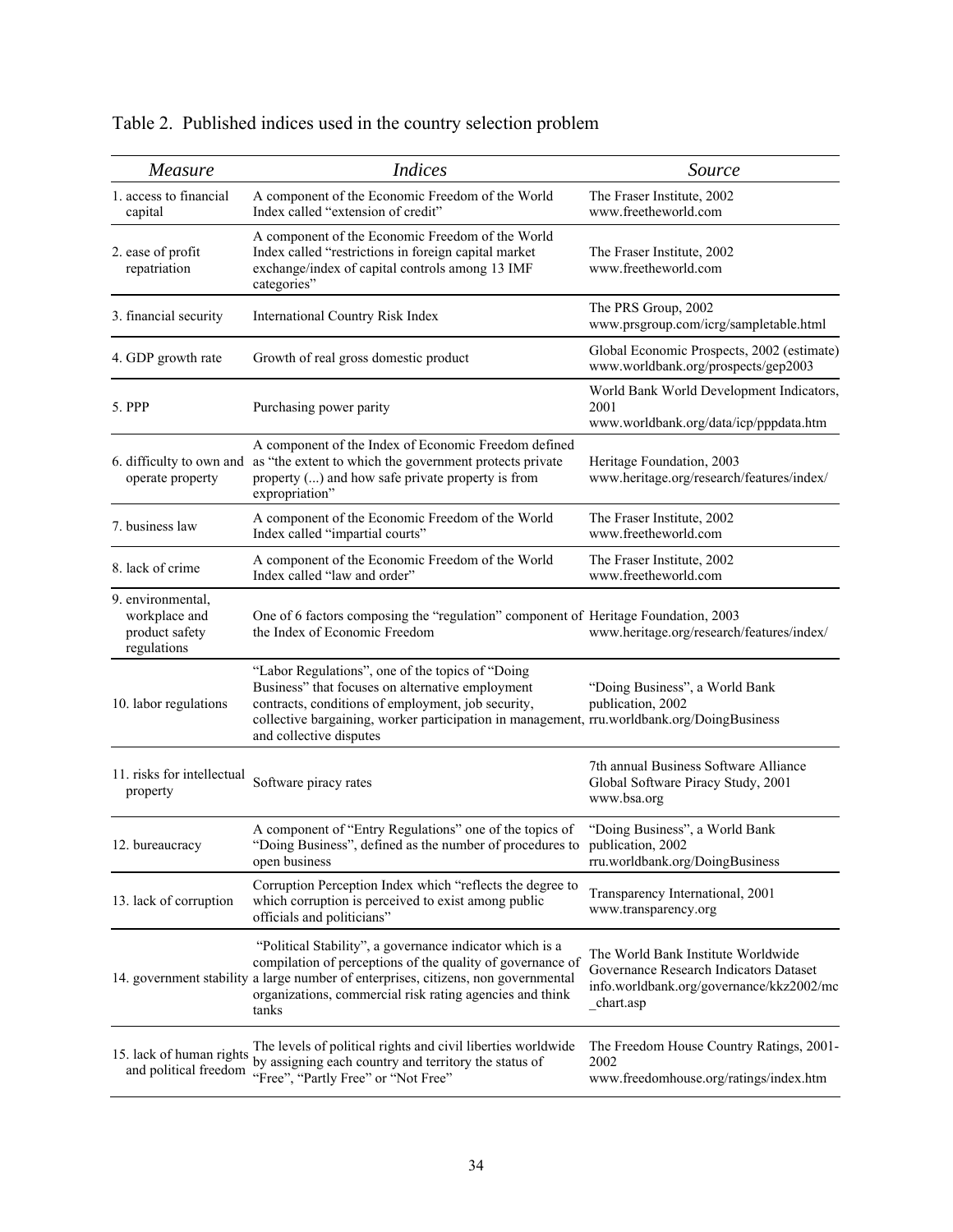Table 2. Published indices used in the country selection problem

| *Measure* | *Indices* | *Source* |
|---|---|---|
| 1. access to financial capital | A component of the Economic Freedom of the World Index called "extension of credit" | The Fraser Institute, 2002 www.freetheworld.com |
| 2. ease of profit repatriation | A component of the Economic Freedom of the World Index called "restrictions in foreign capital market exchange/index of capital controls among 13 IMF categories" | The Fraser Institute, 2002 www.freetheworld.com |
| 3. financial security | International Country Risk Index | The PRS Group, 2002 www.prsgroup.com/icrg/sampletable.html |
| 4. GDP growth rate | Growth of real gross domestic product | Global Economic Prospects, 2002 (estimate) www.worldbank.org/prospects/gep2003 |
| 5. PPP | Purchasing power parity | World Bank World Development Indicators, 2001 www.worldbank.org/data/icp/pppdata.htm |
| 6. difficulty to own and operate property | A component of the Index of Economic Freedom defined as "the extent to which the government protects private property (...) and how safe private property is from expropriation" | Heritage Foundation, 2003 www.heritage.org/research/features/index/ |
| 7. business law | A component of the Economic Freedom of the World Index called "impartial courts" | The Fraser Institute, 2002 www.freetheworld.com |
| 8. lack of crime | A component of the Economic Freedom of the World Index called "law and order" | The Fraser Institute, 2002 www.freetheworld.com |
| 9. environmental, workplace and product safety regulations | One of 6 factors composing the "regulation" component of the Index of Economic Freedom | Heritage Foundation, 2003 www.heritage.org/research/features/index/ |
| 10. labor regulations | "Labor Regulations", one of the topics of "Doing Business" that focuses on alternative employment contracts, conditions of employment, job security, collective bargaining, worker participation in management, and collective disputes | "Doing Business", a World Bank publication, 2002 rru.worldbank.org/DoingBusiness |
| 11. risks for intellectual property | Software piracy rates | 7th annual Business Software Alliance Global Software Piracy Study, 2001 www.bsa.org |
| 12. bureaucracy | A component of "Entry Regulations" one of the topics of "Doing Business", defined as the number of procedures to open business | "Doing Business", a World Bank publication, 2002 rru.worldbank.org/DoingBusiness |
| 13. lack of corruption | Corruption Perception Index which "reflects the degree to which corruption is perceived to exist among public officials and politicians" | Transparency International, 2001 www.transparency.org |
| 14. government stability | "Political Stability", a governance indicator which is a compilation of perceptions of the quality of governance of a large number of enterprises, citizens, non governmental organizations, commercial risk rating agencies and think tanks | The World Bank Institute Worldwide Governance Research Indicators Dataset info.worldbank.org/governance/kkz2002/mc_chart.asp |
| 15. lack of human rights and political freedom | The levels of political rights and civil liberties worldwide by assigning each country and territory the status of "Free", "Partly Free" or "Not Free" | The Freedom House Country Ratings, 2001-2002 www.freedomhouse.org/ratings/index.htm |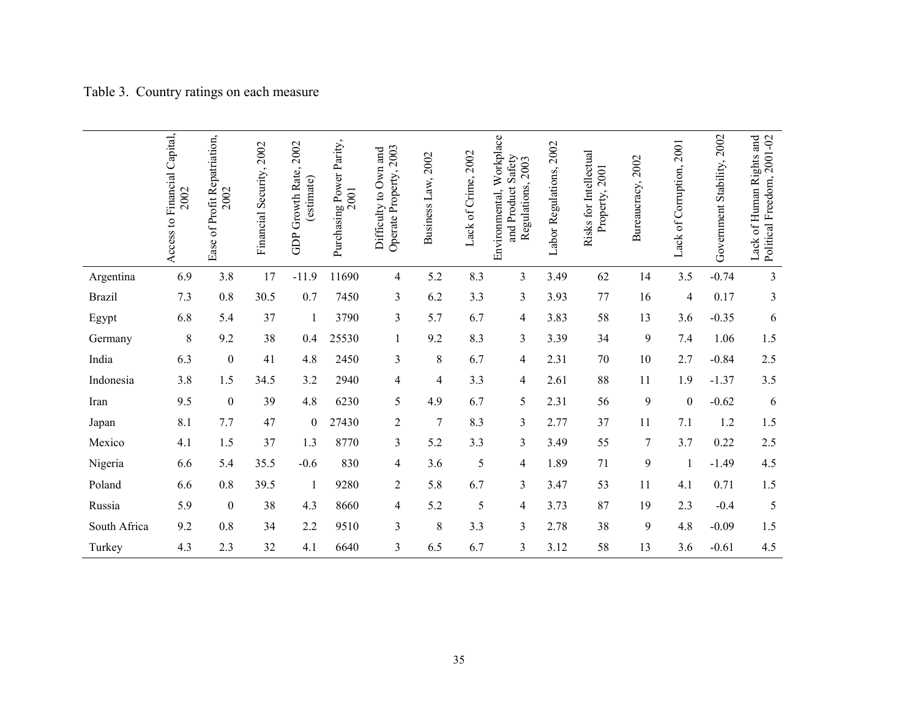Table 3. Country ratings on each measure

| | Access to Financial Capital, 2002 | Ease of Profit Repatriation, 2002 | Financial Security, 2002 | GDP Growth Rate, 2002 (estimate) | Purchasing Power Parity, 2001 | Difficulty to Own and Operate Property, 2003 | Business Law, 2002 | Lack of Crime, 2002 | Environmental, Workplace and Product Safety Regulations, 2003 | Labor Regulations, 2002 | Risks for Intellectual Property, 2001 | Bureaucracy, 2002 | Lack of Corruption, 2001 | Government Stability, 2002 | Lack of Human Rights and Political Freedom, 2001-02 |
|---|---|---|---|---|---|---|---|---|---|---|---|---|---|---|---|
| Argentina | 6.9 | 3.8 | 17 | -11.9 | 11690 | 4 | 5.2 | 8.3 | 3 | 3.49 | 62 | 14 | 3.5 | -0.74 | 3 |
| Brazil | 7.3 | 0.8 | 30.5 | 0.7 | 7450 | 3 | 6.2 | 3.3 | 3 | 3.93 | 77 | 16 | 4 | 0.17 | 3 |
| Egypt | 6.8 | 5.4 | 37 | 1 | 3790 | 3 | 5.7 | 6.7 | 4 | 3.83 | 58 | 13 | 3.6 | -0.35 | 6 |
| Germany | 8 | 9.2 | 38 | 0.4 | 25530 | 1 | 9.2 | 8.3 | 3 | 3.39 | 34 | 9 | 7.4 | 1.06 | 1.5 |
| India | 6.3 | 0 | 41 | 4.8 | 2450 | 3 | 8 | 6.7 | 4 | 2.31 | 70 | 10 | 2.7 | -0.84 | 2.5 |
| Indonesia | 3.8 | 1.5 | 34.5 | 3.2 | 2940 | 4 | 4 | 3.3 | 4 | 2.61 | 88 | 11 | 1.9 | -1.37 | 3.5 |
| Iran | 9.5 | 0 | 39 | 4.8 | 6230 | 5 | 4.9 | 6.7 | 5 | 2.31 | 56 | 9 | 0 | -0.62 | 6 |
| Japan | 8.1 | 7.7 | 47 | 0 | 27430 | 2 | 7 | 8.3 | 3 | 2.77 | 37 | 11 | 7.1 | 1.2 | 1.5 |
| Mexico | 4.1 | 1.5 | 37 | 1.3 | 8770 | 3 | 5.2 | 3.3 | 3 | 3.49 | 55 | 7 | 3.7 | 0.22 | 2.5 |
| Nigeria | 6.6 | 5.4 | 35.5 | -0.6 | 830 | 4 | 3.6 | 5 | 4 | 1.89 | 71 | 9 | 1 | -1.49 | 4.5 |
| Poland | 6.6 | 0.8 | 39.5 | 1 | 9280 | 2 | 5.8 | 6.7 | 3 | 3.47 | 53 | 11 | 4.1 | 0.71 | 1.5 |
| Russia | 5.9 | 0 | 38 | 4.3 | 8660 | 4 | 5.2 | 5 | 4 | 3.73 | 87 | 19 | 2.3 | -0.4 | 5 |
| South Africa | 9.2 | 0.8 | 34 | 2.2 | 9510 | 3 | 8 | 3.3 | 3 | 2.78 | 38 | 9 | 4.8 | -0.09 | 1.5 |
| Turkey | 4.3 | 2.3 | 32 | 4.1 | 6640 | 3 | 6.5 | 6.7 | 3 | 3.12 | 58 | 13 | 3.6 | -0.61 | 4.5 |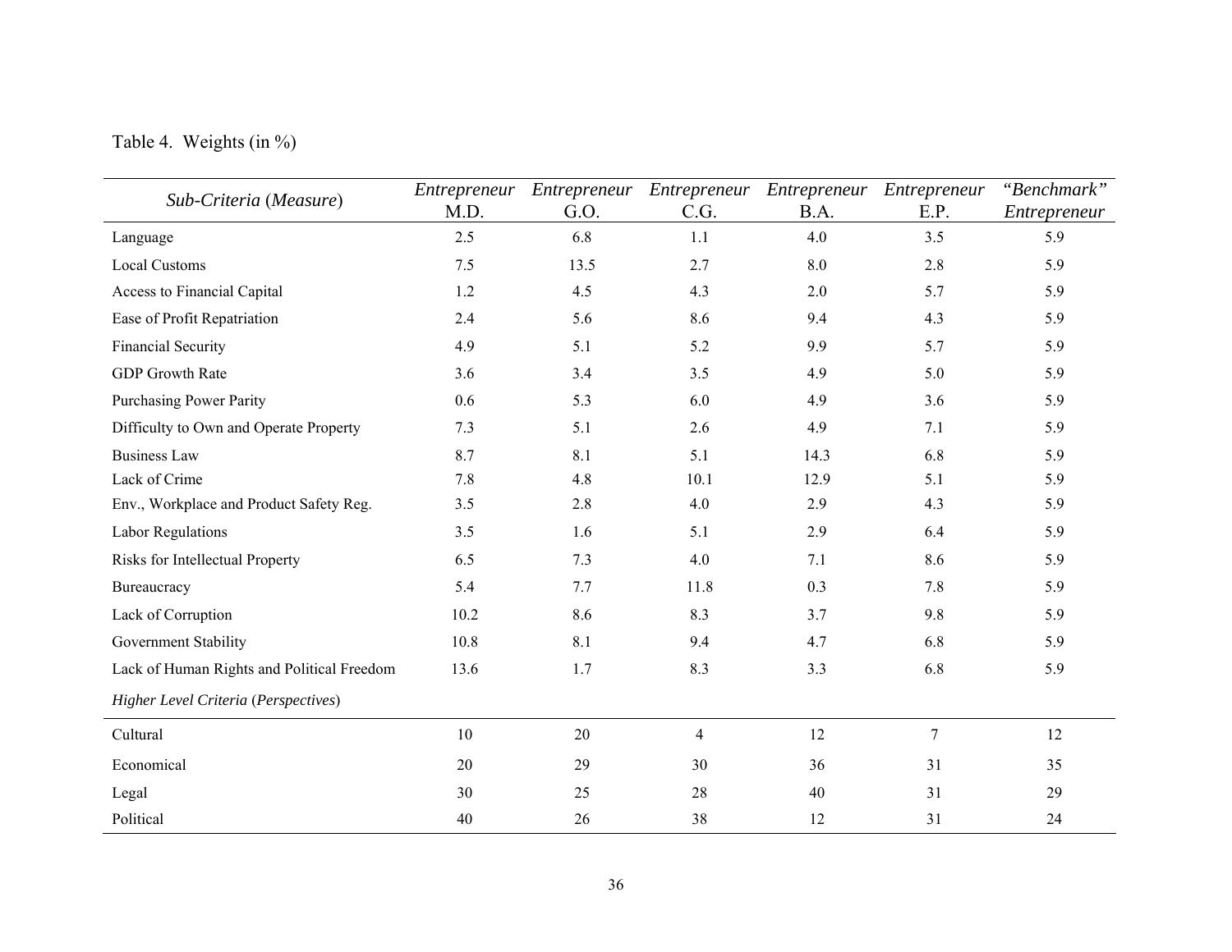Table 4. Weights (in %)

| *Sub-Criteria* (*Measure*) | *Entrepreneur* M.D. | *Entrepreneur* G.O. | *Entrepreneur* C.G. | *Entrepreneur* B.A. | *Entrepreneur* E.P. | *"Benchmark" Entrepreneur* |
|---|---|---|---|---|---|---|
| Language | 2.5 | 6.8 | 1.1 | 4.0 | 3.5 | 5.9 |
| Local Customs | 7.5 | 13.5 | 2.7 | 8.0 | 2.8 | 5.9 |
| Access to Financial Capital | 1.2 | 4.5 | 4.3 | 2.0 | 5.7 | 5.9 |
| Ease of Profit Repatriation | 2.4 | 5.6 | 8.6 | 9.4 | 4.3 | 5.9 |
| Financial Security | 4.9 | 5.1 | 5.2 | 9.9 | 5.7 | 5.9 |
| GDP Growth Rate | 3.6 | 3.4 | 3.5 | 4.9 | 5.0 | 5.9 |
| Purchasing Power Parity | 0.6 | 5.3 | 6.0 | 4.9 | 3.6 | 5.9 |
| Difficulty to Own and Operate Property | 7.3 | 5.1 | 2.6 | 4.9 | 7.1 | 5.9 |
| Business Law | 8.7 | 8.1 | 5.1 | 14.3 | 6.8 | 5.9 |
| Lack of Crime | 7.8 | 4.8 | 10.1 | 12.9 | 5.1 | 5.9 |
| Env., Workplace and Product Safety Reg. | 3.5 | 2.8 | 4.0 | 2.9 | 4.3 | 5.9 |
| Labor Regulations | 3.5 | 1.6 | 5.1 | 2.9 | 6.4 | 5.9 |
| Risks for Intellectual Property | 6.5 | 7.3 | 4.0 | 7.1 | 8.6 | 5.9 |
| Bureaucracy | 5.4 | 7.7 | 11.8 | 0.3 | 7.8 | 5.9 |
| Lack of Corruption | 10.2 | 8.6 | 8.3 | 3.7 | 9.8 | 5.9 |
| Government Stability | 10.8 | 8.1 | 9.4 | 4.7 | 6.8 | 5.9 |
| Lack of Human Rights and Political Freedom | 13.6 | 1.7 | 8.3 | 3.3 | 6.8 | 5.9 |
| *Higher Level Criteria* (*Perspectives*) | | | | | | |
| Cultural | 10 | 20 | 4 | 12 | 7 | 12 |
| Economical | 20 | 29 | 30 | 36 | 31 | 35 |
| Legal | 30 | 25 | 28 | 40 | 31 | 29 |
| Political | 40 | 26 | 38 | 12 | 31 | 24 |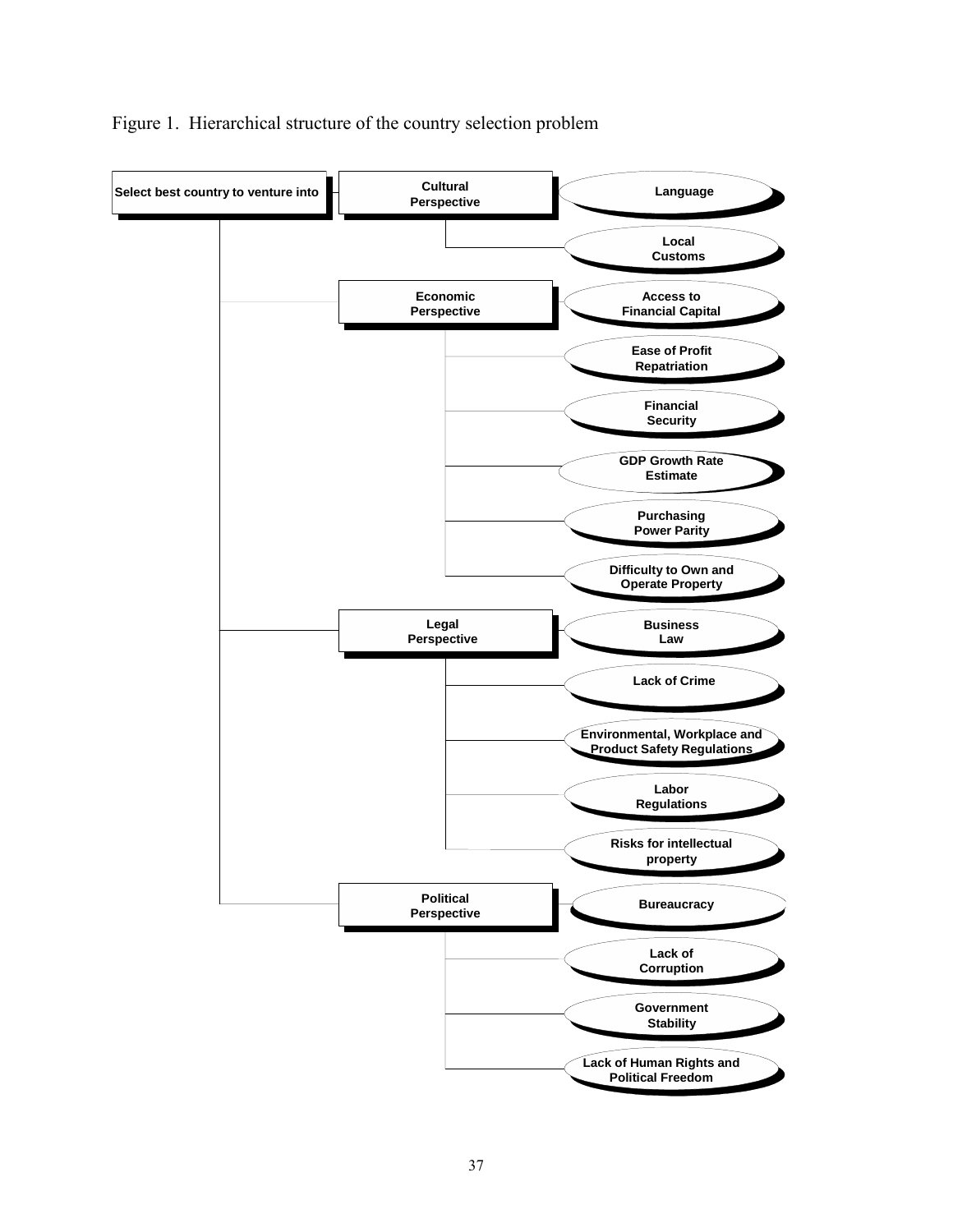Figure 1. Hierarchical structure of the country selection problem

- Select best country to venture into
  - Cultural Perspective
    - Language
    - Local Customs
  - Economic Perspective
    - Access to Financial Capital
    - Ease of Profit Repatriation
    - Financial Security
    - GDP Growth Rate Estimate
    - Purchasing Power Parity
    - Difficulty to Own and Operate Property
  - Legal Perspective
    - Business Law
    - Lack of Crime
    - Environmental, Workplace and Product Safety Regulations
    - Labor Regulations
    - Risks for intellectual property
  - Political Perspective
    - Bureaucracy
    - Lack of Corruption
    - Government Stability
    - Lack of Human Rights and Political Freedom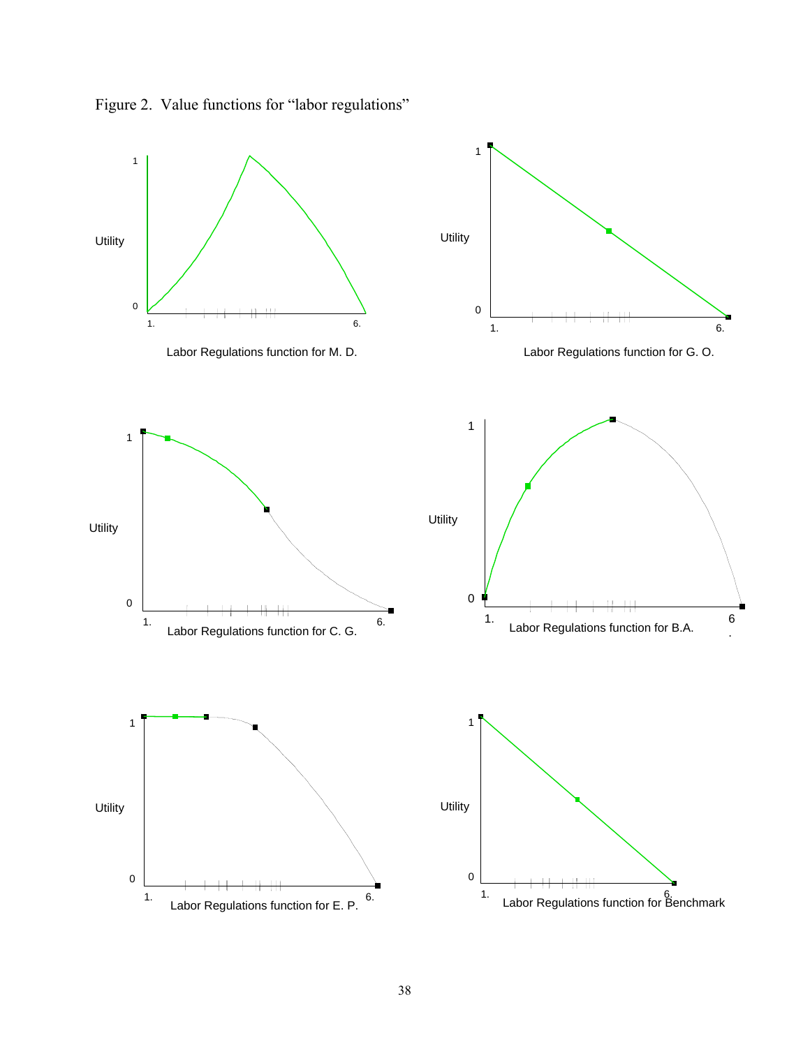Figure 2. Value functions for "labor regulations"

Utility

1

0

1.

6.

Labor Regulations function for M. D.

Utility

1

0

1.

6.

Labor Regulations function for G. O.

Utility

1

0

1.

6.

Labor Regulations function for C. G.

Utility

1

0

1.

6

.

Labor Regulations function for B.A.

Utility

1

0

1.

6.

Labor Regulations function for E. P.

Utility

1

0

1.

6.

Labor Regulations function for Benchmark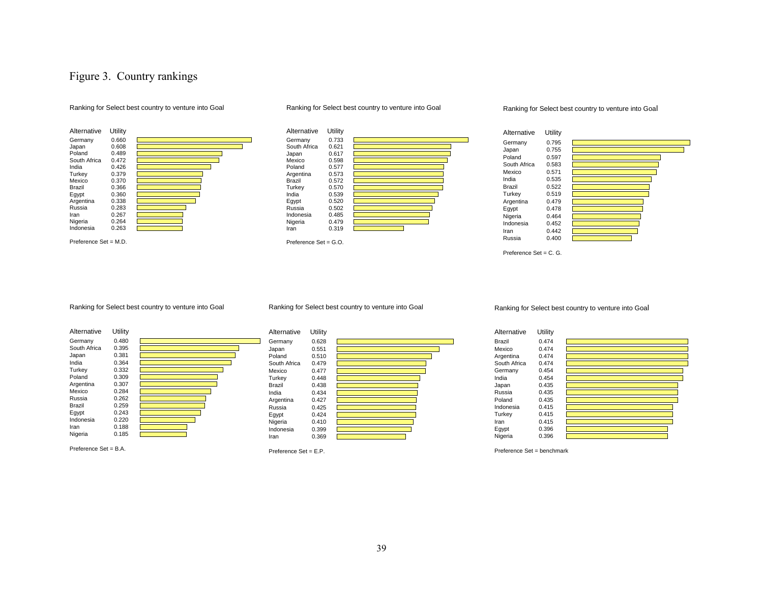# Figure 3. Country rankings

Ranking for Select best country to venture into Goal

| Alternative | Utility |
|---|---|
| Germany | 0.660 |
| Japan | 0.608 |
| Poland | 0.489 |
| South Africa | 0.472 |
| India | 0.426 |
| Turkey | 0.379 |
| Mexico | 0.370 |
| Brazil | 0.366 |
| Egypt | 0.360 |
| Argentina | 0.338 |
| Russia | 0.283 |
| Iran | 0.267 |
| Nigeria | 0.264 |
| Indonesia | 0.263 |

Preference Set = M.D.

Ranking for Select best country to venture into Goal

| Alternative | Utility |
|---|---|
| Germany | 0.733 |
| South Africa | 0.621 |
| Japan | 0.617 |
| Mexico | 0.598 |
| Poland | 0.577 |
| Argentina | 0.573 |
| Brazil | 0.572 |
| Turkey | 0.570 |
| India | 0.539 |
| Egypt | 0.520 |
| Russia | 0.502 |
| Indonesia | 0.485 |
| Nigeria | 0.479 |
| Iran | 0.319 |

Preference Set = G.O.

Ranking for Select best country to venture into Goal

| Alternative | Utility |
|---|---|
| Germany | 0.795 |
| Japan | 0.755 |
| Poland | 0.597 |
| South Africa | 0.583 |
| Mexico | 0.571 |
| India | 0.535 |
| Brazil | 0.522 |
| Turkey | 0.519 |
| Argentina | 0.479 |
| Egypt | 0.478 |
| Nigeria | 0.464 |
| Indonesia | 0.452 |
| Iran | 0.442 |
| Russia | 0.400 |

Preference Set = C. G.

Ranking for Select best country to venture into Goal

| Alternative | Utility |
|---|---|
| Germany | 0.480 |
| South Africa | 0.395 |
| Japan | 0.381 |
| India | 0.364 |
| Turkey | 0.332 |
| Poland | 0.309 |
| Argentina | 0.307 |
| Mexico | 0.284 |
| Russia | 0.262 |
| Brazil | 0.259 |
| Egypt | 0.243 |
| Indonesia | 0.220 |
| Iran | 0.188 |
| Nigeria | 0.185 |

Preference Set = B.A.

Ranking for Select best country to venture into Goal

| Alternative | Utility |
|---|---|
| Germany | 0.628 |
| Japan | 0.551 |
| Poland | 0.510 |
| South Africa | 0.479 |
| Mexico | 0.477 |
| Turkey | 0.448 |
| Brazil | 0.438 |
| India | 0.434 |
| Argentina | 0.427 |
| Russia | 0.425 |
| Egypt | 0.424 |
| Nigeria | 0.410 |
| Indonesia | 0.399 |
| Iran | 0.369 |

Preference Set = E.P.

Ranking for Select best country to venture into Goal

| Alternative | Utility |
|---|---|
| Brazil | 0.474 |
| Mexico | 0.474 |
| Argentina | 0.474 |
| South Africa | 0.474 |
| Germany | 0.454 |
| India | 0.454 |
| Japan | 0.435 |
| Russia | 0.435 |
| Poland | 0.435 |
| Indonesia | 0.415 |
| Turkey | 0.415 |
| Iran | 0.415 |
| Egypt | 0.396 |
| Nigeria | 0.396 |

Preference Set = benchmark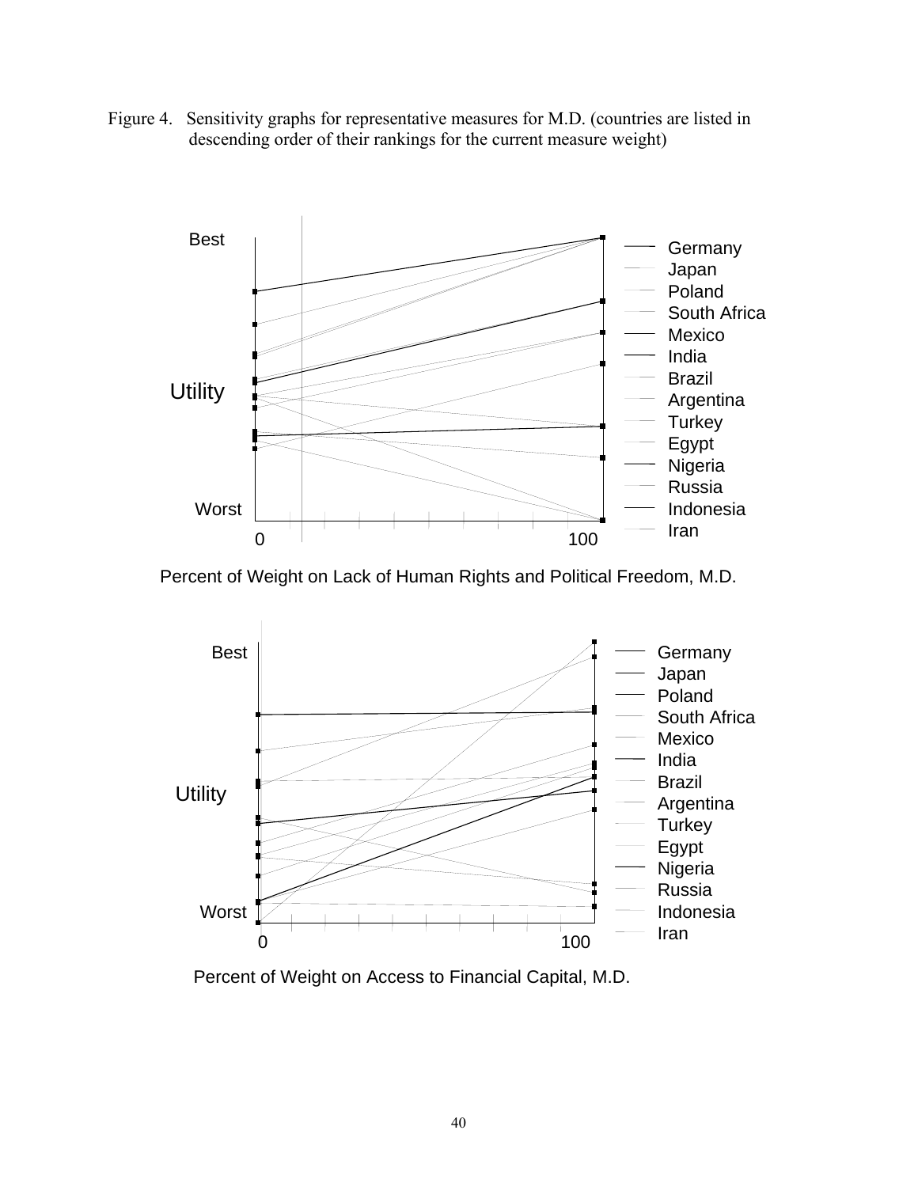Figure 4. Sensitivity graphs for representative measures for M.D. (countries are listed in descending order of their rankings for the current measure weight)

Best

Utility

Worst

0 100

Germany
Japan
Poland
South Africa
Mexico
India
Brazil
Argentina
Turkey
Egypt
Nigeria
Russia
Indonesia
Iran

Percent of Weight on Lack of Human Rights and Political Freedom, M.D.

Best

Utility

Worst

0 100

Germany
Japan
Poland
South Africa
Mexico
India
Brazil
Argentina
Turkey
Egypt
Nigeria
Russia
Indonesia
Iran

Percent of Weight on Access to Financial Capital, M.D.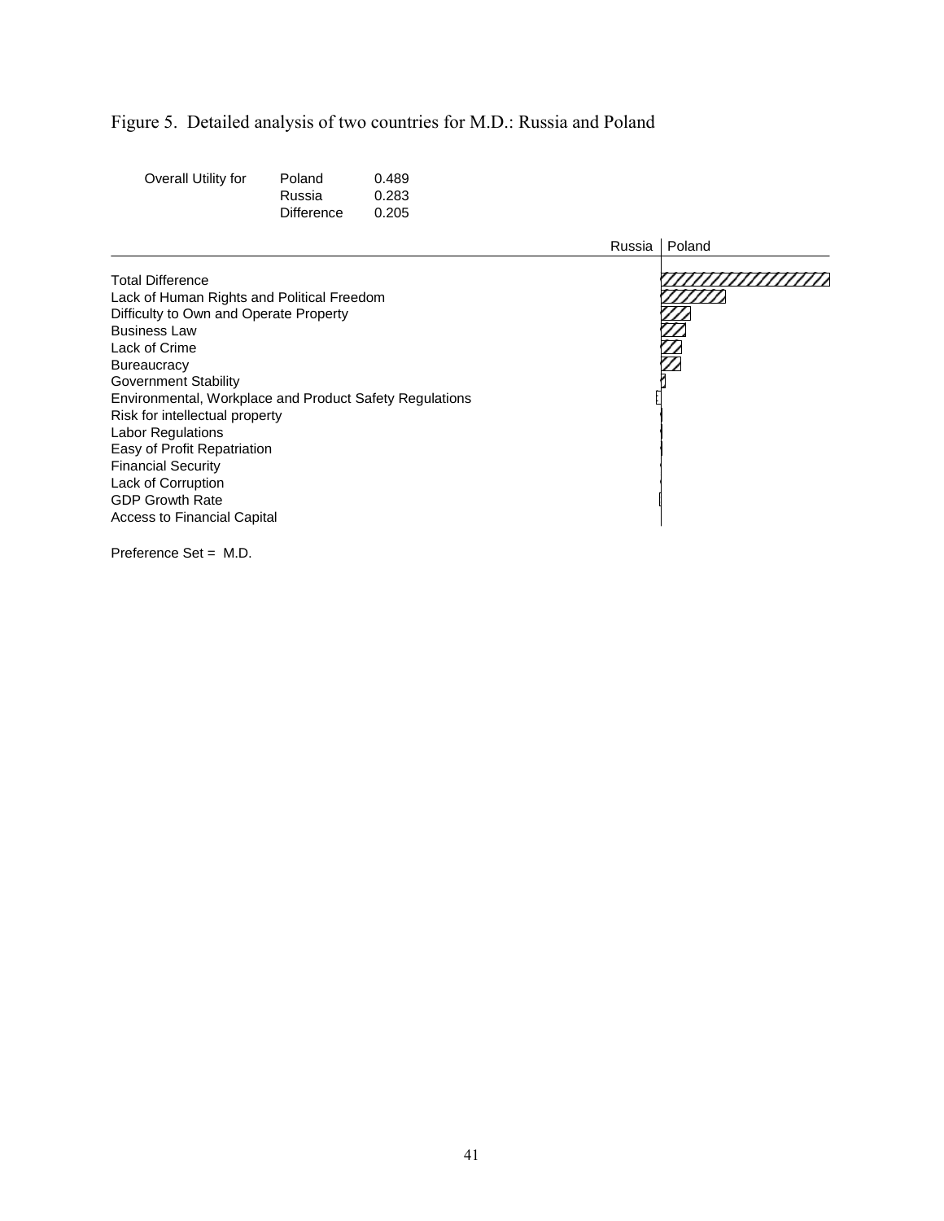Figure 5. Detailed analysis of two countries for M.D.: Russia and Poland

| Overall Utility for | | |
|---|---|---|
| | Poland | 0.489 |
| | Russia | 0.283 |
| | Difference | 0.205 |

Russia | Poland

Total Difference
Lack of Human Rights and Political Freedom
Difficulty to Own and Operate Property
Business Law
Lack of Crime
Bureaucracy
Government Stability
Environmental, Workplace and Product Safety Regulations
Risk for intellectual property
Labor Regulations
Easy of Profit Repatriation
Financial Security
Lack of Corruption
GDP Growth Rate
Access to Financial Capital

Preference Set = M.D.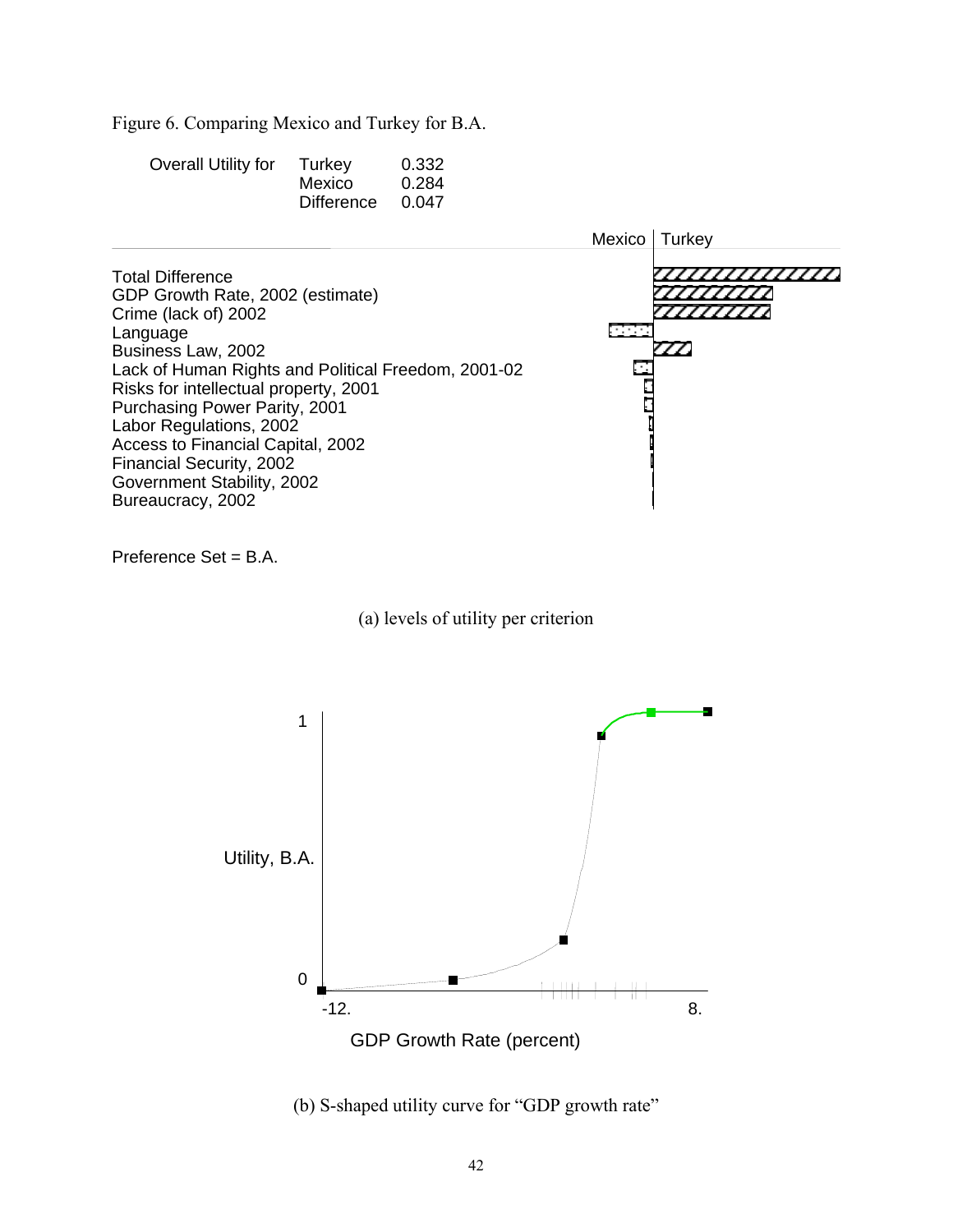Figure 6. Comparing Mexico and Turkey for B.A.

| Overall Utility for | Turkey | 0.332 |
|---|---|---|
| | Mexico | 0.284 |
| | Difference | 0.047 |

Mexico | Turkey

Total Difference
GDP Growth Rate, 2002 (estimate)
Crime (lack of) 2002
Language
Business Law, 2002
Lack of Human Rights and Political Freedom, 2001-02
Risks for intellectual property, 2001
Purchasing Power Parity, 2001
Labor Regulations, 2002
Access to Financial Capital, 2002
Financial Security, 2002
Government Stability, 2002
Bureaucracy, 2002

Preference Set = B.A.

(a) levels of utility per criterion

1

Utility, B.A.

0

-12.  8.

GDP Growth Rate (percent)

(b) S-shaped utility curve for "GDP growth rate"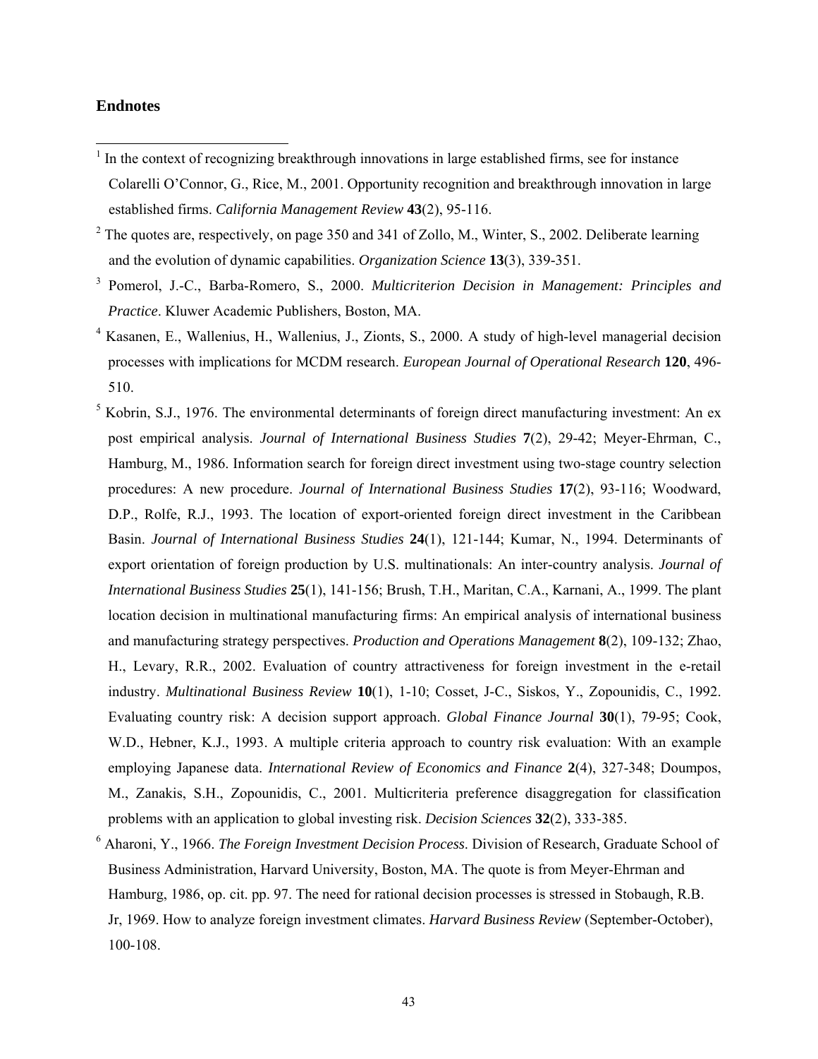## Endnotes

[1] In the context of recognizing breakthrough innovations in large established firms, see for instance Colarelli O'Connor, G., Rice, M., 2001. Opportunity recognition and breakthrough innovation in large established firms. *California Management Review* **43**(2), 95-116.

[2] The quotes are, respectively, on page 350 and 341 of Zollo, M., Winter, S., 2002. Deliberate learning and the evolution of dynamic capabilities. *Organization Science* **13**(3), 339-351.

[3] Pomerol, J.-C., Barba-Romero, S., 2000. *Multicriterion Decision in Management: Principles and Practice*. Kluwer Academic Publishers, Boston, MA.

[4] Kasanen, E., Wallenius, H., Wallenius, J., Zionts, S., 2000. A study of high-level managerial decision processes with implications for MCDM research. *European Journal of Operational Research* **120**, 496-510.

[5] Kobrin, S.J., 1976. The environmental determinants of foreign direct manufacturing investment: An ex post empirical analysis. *Journal of International Business Studies* **7**(2), 29-42; Meyer-Ehrman, C., Hamburg, M., 1986. Information search for foreign direct investment using two-stage country selection procedures: A new procedure. *Journal of International Business Studies* **17**(2), 93-116; Woodward, D.P., Rolfe, R.J., 1993. The location of export-oriented foreign direct investment in the Caribbean Basin. *Journal of International Business Studies* **24**(1), 121-144; Kumar, N., 1994. Determinants of export orientation of foreign production by U.S. multinationals: An inter-country analysis. *Journal of International Business Studies* **25**(1), 141-156; Brush, T.H., Maritan, C.A., Karnani, A., 1999. The plant location decision in multinational manufacturing firms: An empirical analysis of international business and manufacturing strategy perspectives. *Production and Operations Management* **8**(2), 109-132; Zhao, H., Levary, R.R., 2002. Evaluation of country attractiveness for foreign investment in the e-retail industry. *Multinational Business Review* **10**(1), 1-10; Cosset, J-C., Siskos, Y., Zopounidis, C., 1992. Evaluating country risk: A decision support approach. *Global Finance Journal* **30**(1), 79-95; Cook, W.D., Hebner, K.J., 1993. A multiple criteria approach to country risk evaluation: With an example employing Japanese data. *International Review of Economics and Finance* **2**(4), 327-348; Doumpos, M., Zanakis, S.H., Zopounidis, C., 2001. Multicriteria preference disaggregation for classification problems with an application to global investing risk. *Decision Sciences* **32**(2), 333-385.

[6] Aharoni, Y., 1966. *The Foreign Investment Decision Process*. Division of Research, Graduate School of Business Administration, Harvard University, Boston, MA. The quote is from Meyer-Ehrman and Hamburg, 1986, op. cit. pp. 97. The need for rational decision processes is stressed in Stobaugh, R.B. Jr, 1969. How to analyze foreign investment climates. *Harvard Business Review* (September-October), 100-108.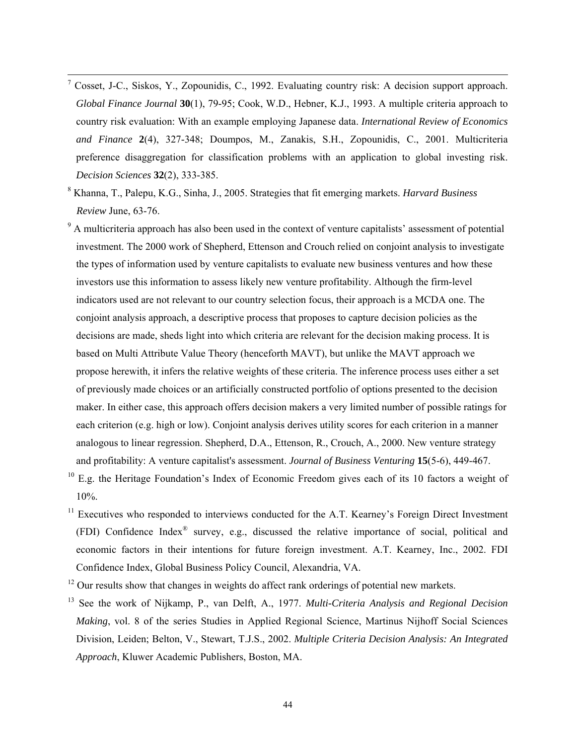[7] Cosset, J-C., Siskos, Y., Zopounidis, C., 1992. Evaluating country risk: A decision support approach. *Global Finance Journal* **30**(1), 79-95; Cook, W.D., Hebner, K.J., 1993. A multiple criteria approach to country risk evaluation: With an example employing Japanese data. *International Review of Economics and Finance* **2**(4), 327-348; Doumpos, M., Zanakis, S.H., Zopounidis, C., 2001. Multicriteria preference disaggregation for classification problems with an application to global investing risk. *Decision Sciences* **32**(2), 333-385.

[8] Khanna, T., Palepu, K.G., Sinha, J., 2005. Strategies that fit emerging markets. *Harvard Business Review* June, 63-76.

[9] A multicriteria approach has also been used in the context of venture capitalists' assessment of potential investment. The 2000 work of Shepherd, Ettenson and Crouch relied on conjoint analysis to investigate the types of information used by venture capitalists to evaluate new business ventures and how these investors use this information to assess likely new venture profitability. Although the firm-level indicators used are not relevant to our country selection focus, their approach is a MCDA one. The conjoint analysis approach, a descriptive process that proposes to capture decision policies as the decisions are made, sheds light into which criteria are relevant for the decision making process. It is based on Multi Attribute Value Theory (henceforth MAVT), but unlike the MAVT approach we propose herewith, it infers the relative weights of these criteria. The inference process uses either a set of previously made choices or an artificially constructed portfolio of options presented to the decision maker. In either case, this approach offers decision makers a very limited number of possible ratings for each criterion (e.g. high or low). Conjoint analysis derives utility scores for each criterion in a manner analogous to linear regression. Shepherd, D.A., Ettenson, R., Crouch, A., 2000. New venture strategy and profitability: A venture capitalist's assessment. *Journal of Business Venturing* **15**(5-6), 449-467.

[10] E.g. the Heritage Foundation's Index of Economic Freedom gives each of its 10 factors a weight of 10%.

[11] Executives who responded to interviews conducted for the A.T. Kearney's Foreign Direct Investment (FDI) Confidence Index® survey, e.g., discussed the relative importance of social, political and economic factors in their intentions for future foreign investment. A.T. Kearney, Inc., 2002. FDI Confidence Index, Global Business Policy Council, Alexandria, VA.

[12] Our results show that changes in weights do affect rank orderings of potential new markets.

[13] See the work of Nijkamp, P., van Delft, A., 1977. *Multi-Criteria Analysis and Regional Decision Making*, vol. 8 of the series Studies in Applied Regional Science, Martinus Nijhoff Social Sciences Division, Leiden; Belton, V., Stewart, T.J.S., 2002. *Multiple Criteria Decision Analysis: An Integrated Approach*, Kluwer Academic Publishers, Boston, MA.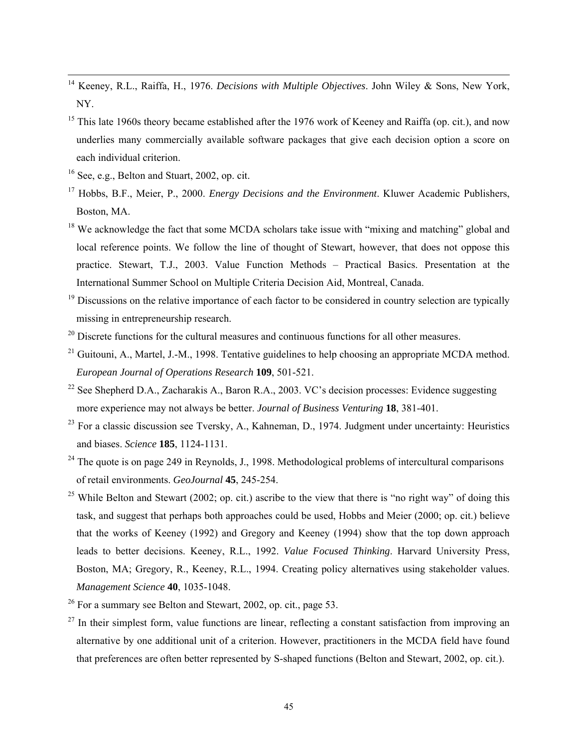[14] Keeney, R.L., Raiffa, H., 1976. *Decisions with Multiple Objectives*. John Wiley & Sons, New York, NY.

[15] This late 1960s theory became established after the 1976 work of Keeney and Raiffa (op. cit.), and now underlies many commercially available software packages that give each decision option a score on each individual criterion.

[16] See, e.g., Belton and Stuart, 2002, op. cit.

[17] Hobbs, B.F., Meier, P., 2000. *Energy Decisions and the Environment*. Kluwer Academic Publishers, Boston, MA.

[18] We acknowledge the fact that some MCDA scholars take issue with "mixing and matching" global and local reference points. We follow the line of thought of Stewart, however, that does not oppose this practice. Stewart, T.J., 2003. Value Function Methods – Practical Basics. Presentation at the International Summer School on Multiple Criteria Decision Aid, Montreal, Canada.

[19] Discussions on the relative importance of each factor to be considered in country selection are typically missing in entrepreneurship research.

[20] Discrete functions for the cultural measures and continuous functions for all other measures.

[21] Guitouni, A., Martel, J.-M., 1998. Tentative guidelines to help choosing an appropriate MCDA method. *European Journal of Operations Research* **109**, 501-521.

[22] See Shepherd D.A., Zacharakis A., Baron R.A., 2003. VC's decision processes: Evidence suggesting more experience may not always be better. *Journal of Business Venturing* **18**, 381-401.

[23] For a classic discussion see Tversky, A., Kahneman, D., 1974. Judgment under uncertainty: Heuristics and biases. *Science* **185**, 1124-1131.

[24] The quote is on page 249 in Reynolds, J., 1998. Methodological problems of intercultural comparisons of retail environments. *GeoJournal* **45**, 245-254.

[25] While Belton and Stewart (2002; op. cit.) ascribe to the view that there is "no right way" of doing this task, and suggest that perhaps both approaches could be used, Hobbs and Meier (2000; op. cit.) believe that the works of Keeney (1992) and Gregory and Keeney (1994) show that the top down approach leads to better decisions. Keeney, R.L., 1992. *Value Focused Thinking*. Harvard University Press, Boston, MA; Gregory, R., Keeney, R.L., 1994. Creating policy alternatives using stakeholder values. *Management Science* **40**, 1035-1048.

[26] For a summary see Belton and Stewart, 2002, op. cit., page 53.

[27] In their simplest form, value functions are linear, reflecting a constant satisfaction from improving an alternative by one additional unit of a criterion. However, practitioners in the MCDA field have found that preferences are often better represented by S-shaped functions (Belton and Stewart, 2002, op. cit.).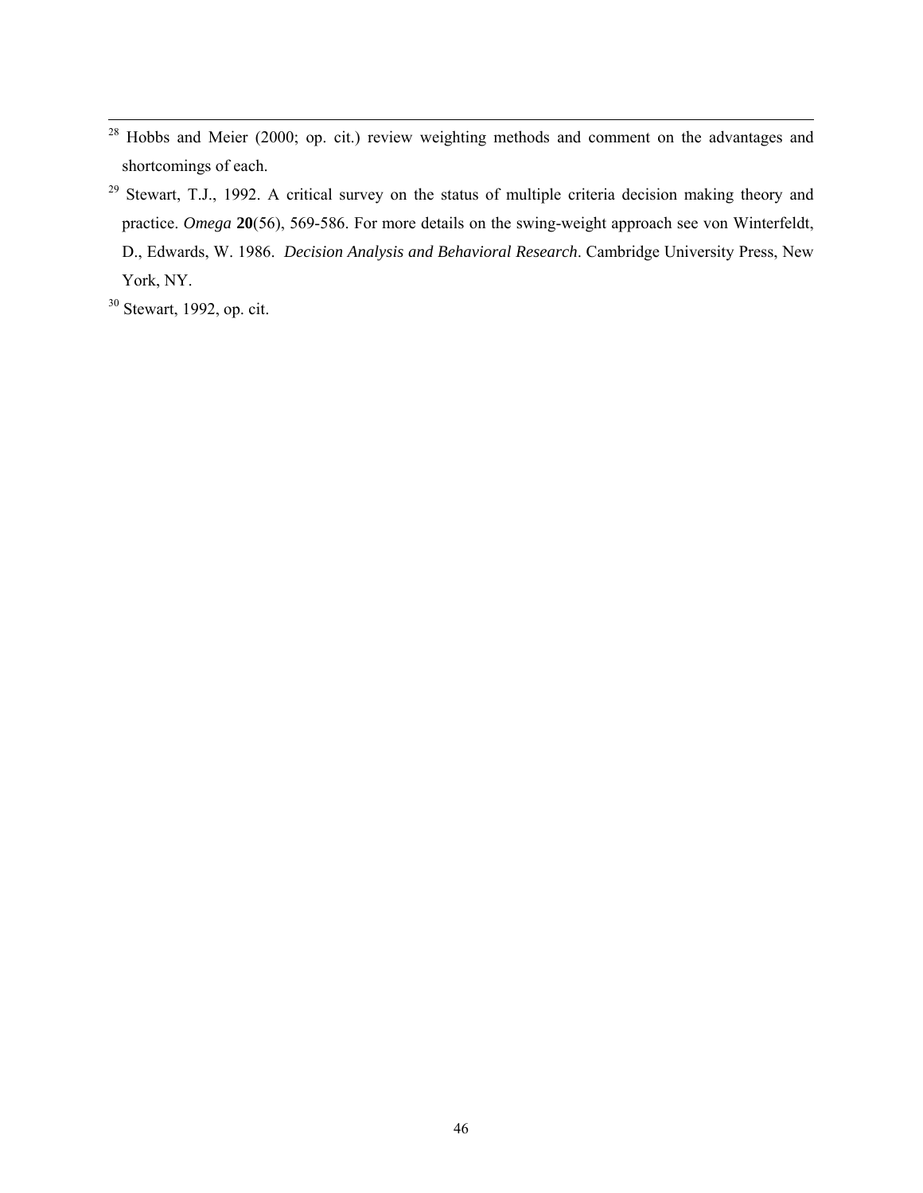[28] Hobbs and Meier (2000; op. cit.) review weighting methods and comment on the advantages and shortcomings of each.

[29] Stewart, T.J., 1992. A critical survey on the status of multiple criteria decision making theory and practice. *Omega* **20**(56), 569-586. For more details on the swing-weight approach see von Winterfeldt, D., Edwards, W. 1986. *Decision Analysis and Behavioral Research*. Cambridge University Press, New York, NY.

[30] Stewart, 1992, op. cit.